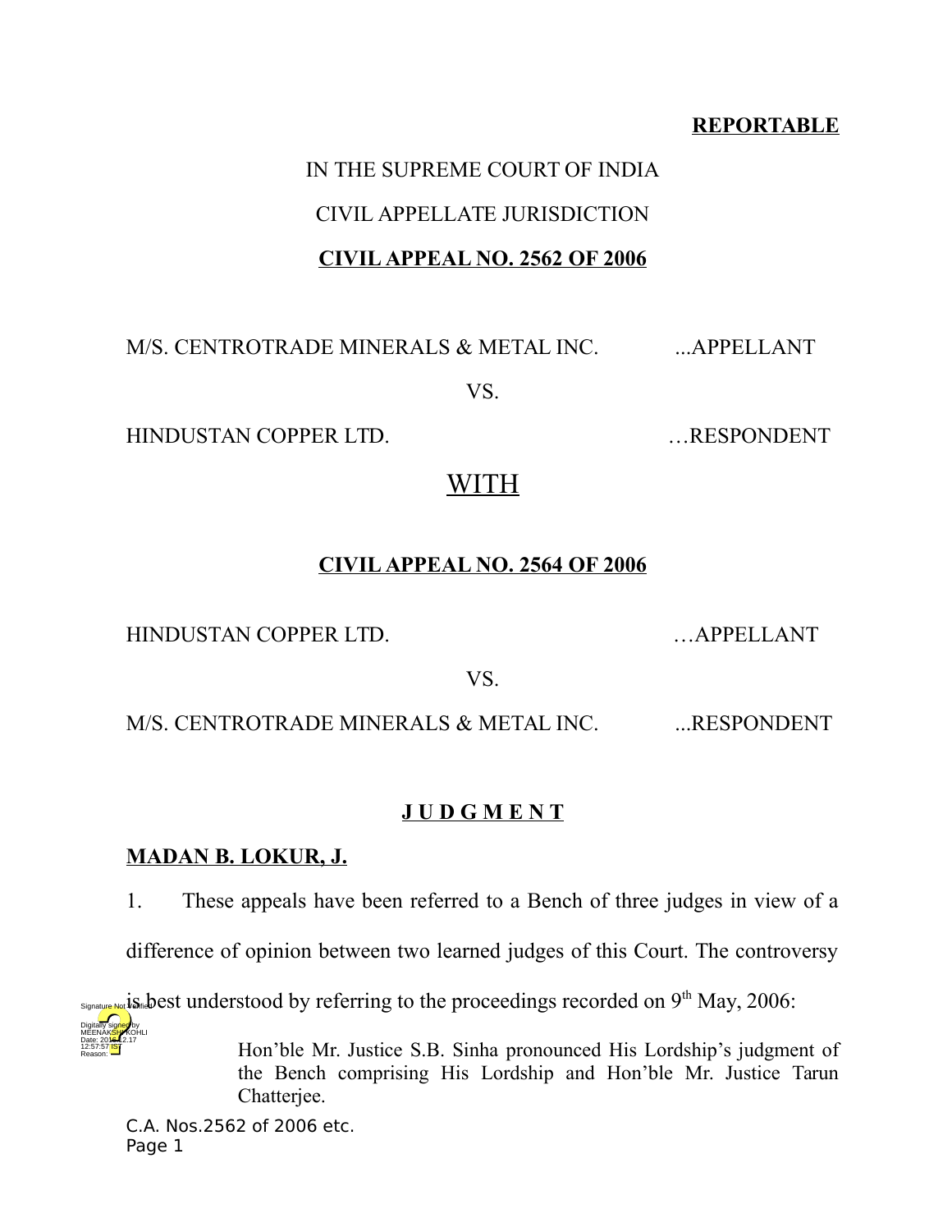**REPORTABLE**

IN THE SUPREME COURT OF INDIA

CIVIL APPELLATE JURISDICTION

**CIVIL APPEAL NO. 2562 OF 2006**

M/S. CENTROTRADE MINERALS & METAL INC. ...APPELLANT

VS.

HINDUSTAN COPPER LTD. …RESPONDENT

WITH

**CIVIL APPEAL NO. 2564 OF 2006**

HINDUSTAN COPPER LTD. …APPELLANT

VS.

M/S. CENTROTRADE MINERALS & METAL INC. ...RESPONDENT

**J U D G M E N T**

**MADAN B. LOKUR, J.**

1. These appeals have been referred to a Bench of three judges in view of a difference of opinion between two learned judges of this Court. The controversy is best understood by referring to the proceedings recorded on 9th May, 2006:

> Hon'ble Mr. Justice S.B. Sinha pronounced His Lordship's judgment of the Bench comprising His Lordship and Hon'ble Mr. Justice Tarun Chatterjee.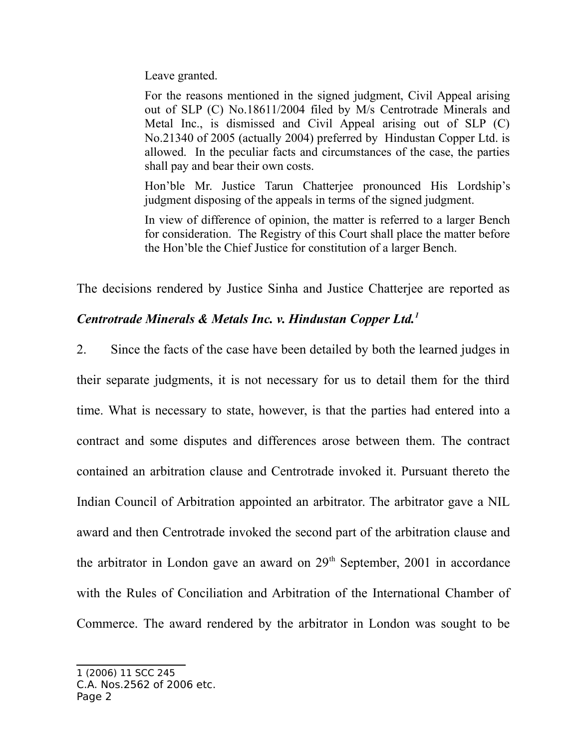> Leave granted.
>
> For the reasons mentioned in the signed judgment, Civil Appeal arising out of SLP (C) No.18611/2004 filed by M/s Centrotrade Minerals and Metal Inc., is dismissed and Civil Appeal arising out of SLP (C) No.21340 of 2005 (actually 2004) preferred by Hindustan Copper Ltd. is allowed. In the peculiar facts and circumstances of the case, the parties shall pay and bear their own costs.
>
> Hon'ble Mr. Justice Tarun Chatterjee pronounced His Lordship's judgment disposing of the appeals in terms of the signed judgment.
>
> In view of difference of opinion, the matter is referred to a larger Bench for consideration. The Registry of this Court shall place the matter before the Hon'ble the Chief Justice for constitution of a larger Bench.

The decisions rendered by Justice Sinha and Justice Chatterjee are reported as ***Centrotrade Minerals & Metals Inc. v. Hindustan Copper Ltd.***[1]

2. Since the facts of the case have been detailed by both the learned judges in their separate judgments, it is not necessary for us to detail them for the third time. What is necessary to state, however, is that the parties had entered into a contract and some disputes and differences arose between them. The contract contained an arbitration clause and Centrotrade invoked it. Pursuant thereto the Indian Council of Arbitration appointed an arbitrator. The arbitrator gave a NIL award and then Centrotrade invoked the second part of the arbitration clause and the arbitrator in London gave an award on 29th September, 2001 in accordance with the Rules of Conciliation and Arbitration of the International Chamber of Commerce. The award rendered by the arbitrator in London was sought to be

---

1 (2006) 11 SCC 245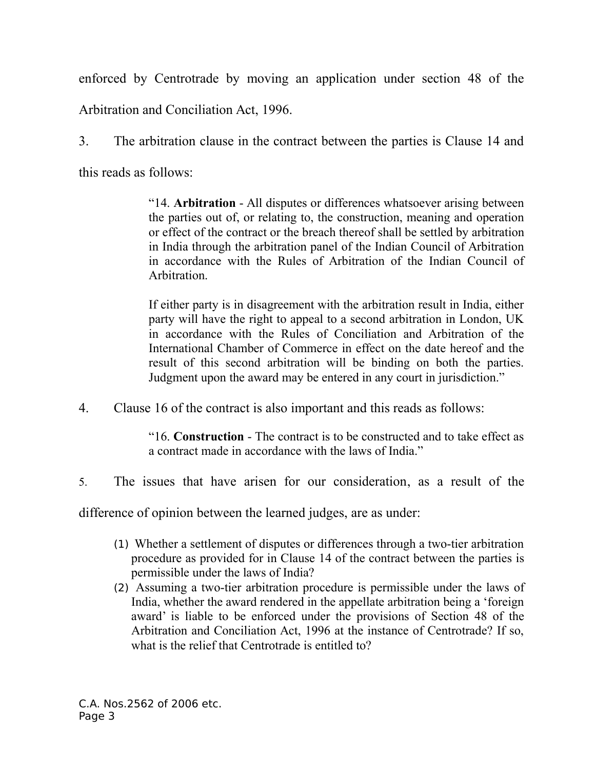enforced by Centrotrade by moving an application under section 48 of the Arbitration and Conciliation Act, 1996.

3. The arbitration clause in the contract between the parties is Clause 14 and this reads as follows:

> "14. **Arbitration** - All disputes or differences whatsoever arising between the parties out of, or relating to, the construction, meaning and operation or effect of the contract or the breach thereof shall be settled by arbitration in India through the arbitration panel of the Indian Council of Arbitration in accordance with the Rules of Arbitration of the Indian Council of Arbitration.
>
> If either party is in disagreement with the arbitration result in India, either party will have the right to appeal to a second arbitration in London, UK in accordance with the Rules of Conciliation and Arbitration of the International Chamber of Commerce in effect on the date hereof and the result of this second arbitration will be binding on both the parties. Judgment upon the award may be entered in any court in jurisdiction."

4. Clause 16 of the contract is also important and this reads as follows:

> "16. **Construction** - The contract is to be constructed and to take effect as a contract made in accordance with the laws of India."

5. The issues that have arisen for our consideration, as a result of the difference of opinion between the learned judges, are as under:

(1) Whether a settlement of disputes or differences through a two-tier arbitration procedure as provided for in Clause 14 of the contract between the parties is permissible under the laws of India?

(2) Assuming a two-tier arbitration procedure is permissible under the laws of India, whether the award rendered in the appellate arbitration being a 'foreign award' is liable to be enforced under the provisions of Section 48 of the Arbitration and Conciliation Act, 1996 at the instance of Centrotrade? If so, what is the relief that Centrotrade is entitled to?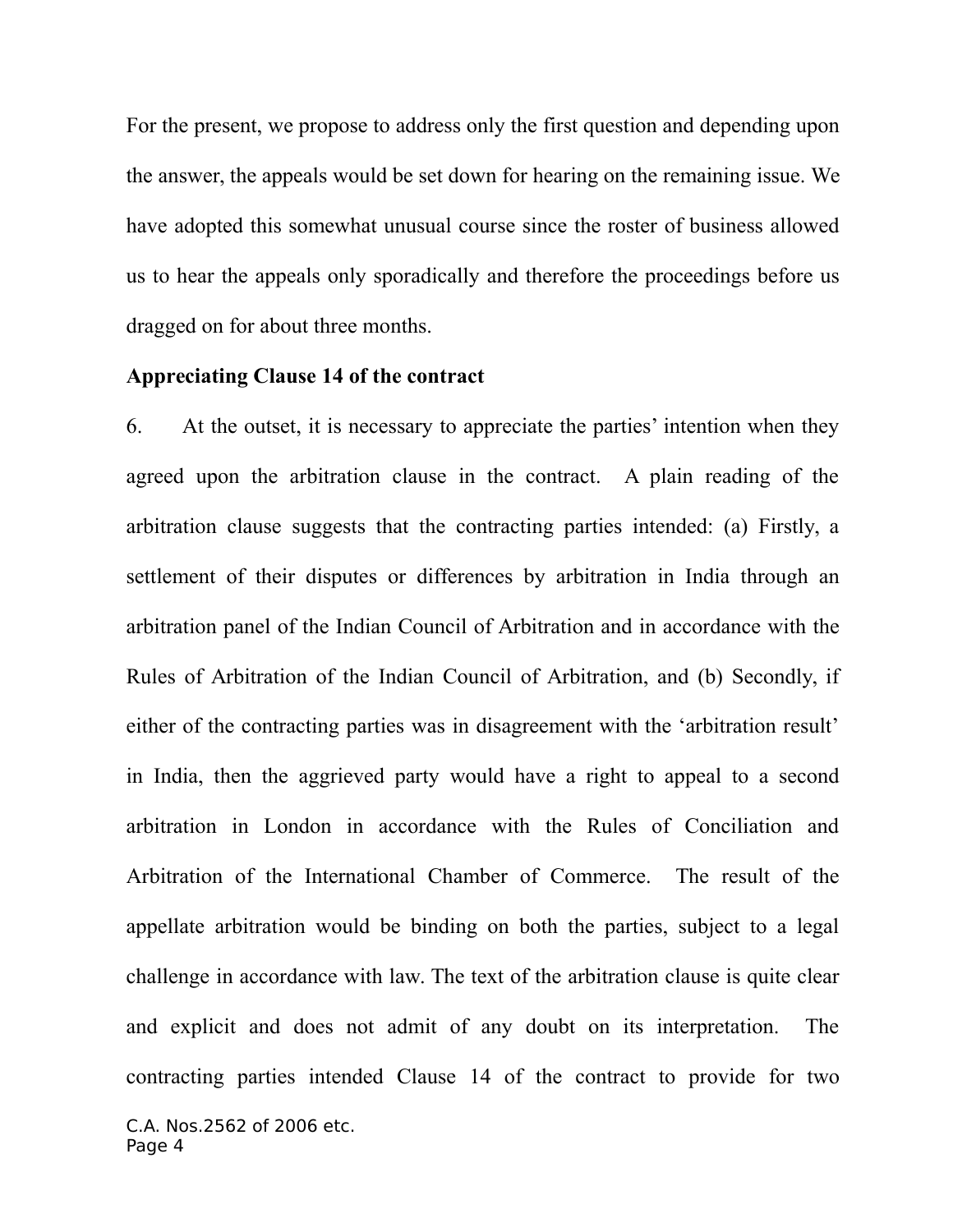For the present, we propose to address only the first question and depending upon the answer, the appeals would be set down for hearing on the remaining issue. We have adopted this somewhat unusual course since the roster of business allowed us to hear the appeals only sporadically and therefore the proceedings before us dragged on for about three months.

**Appreciating Clause 14 of the contract**

6. At the outset, it is necessary to appreciate the parties' intention when they agreed upon the arbitration clause in the contract. A plain reading of the arbitration clause suggests that the contracting parties intended: (a) Firstly, a settlement of their disputes or differences by arbitration in India through an arbitration panel of the Indian Council of Arbitration and in accordance with the Rules of Arbitration of the Indian Council of Arbitration, and (b) Secondly, if either of the contracting parties was in disagreement with the 'arbitration result' in India, then the aggrieved party would have a right to appeal to a second arbitration in London in accordance with the Rules of Conciliation and Arbitration of the International Chamber of Commerce. The result of the appellate arbitration would be binding on both the parties, subject to a legal challenge in accordance with law. The text of the arbitration clause is quite clear and explicit and does not admit of any doubt on its interpretation. The contracting parties intended Clause 14 of the contract to provide for two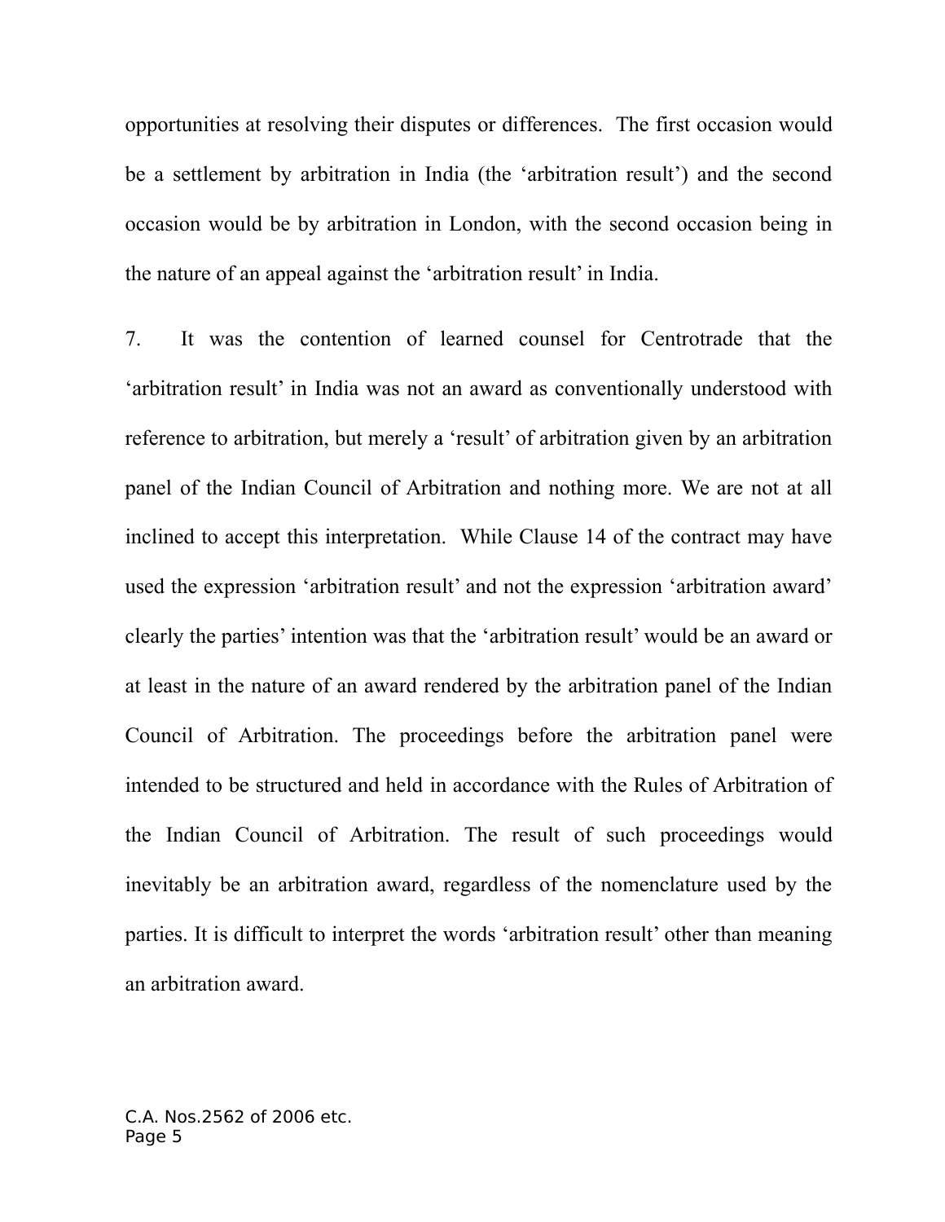opportunities at resolving their disputes or differences. The first occasion would be a settlement by arbitration in India (the 'arbitration result') and the second occasion would be by arbitration in London, with the second occasion being in the nature of an appeal against the 'arbitration result' in India.

7. It was the contention of learned counsel for Centrotrade that the 'arbitration result' in India was not an award as conventionally understood with reference to arbitration, but merely a 'result' of arbitration given by an arbitration panel of the Indian Council of Arbitration and nothing more. We are not at all inclined to accept this interpretation. While Clause 14 of the contract may have used the expression 'arbitration result' and not the expression 'arbitration award' clearly the parties' intention was that the 'arbitration result' would be an award or at least in the nature of an award rendered by the arbitration panel of the Indian Council of Arbitration. The proceedings before the arbitration panel were intended to be structured and held in accordance with the Rules of Arbitration of the Indian Council of Arbitration. The result of such proceedings would inevitably be an arbitration award, regardless of the nomenclature used by the parties. It is difficult to interpret the words 'arbitration result' other than meaning an arbitration award.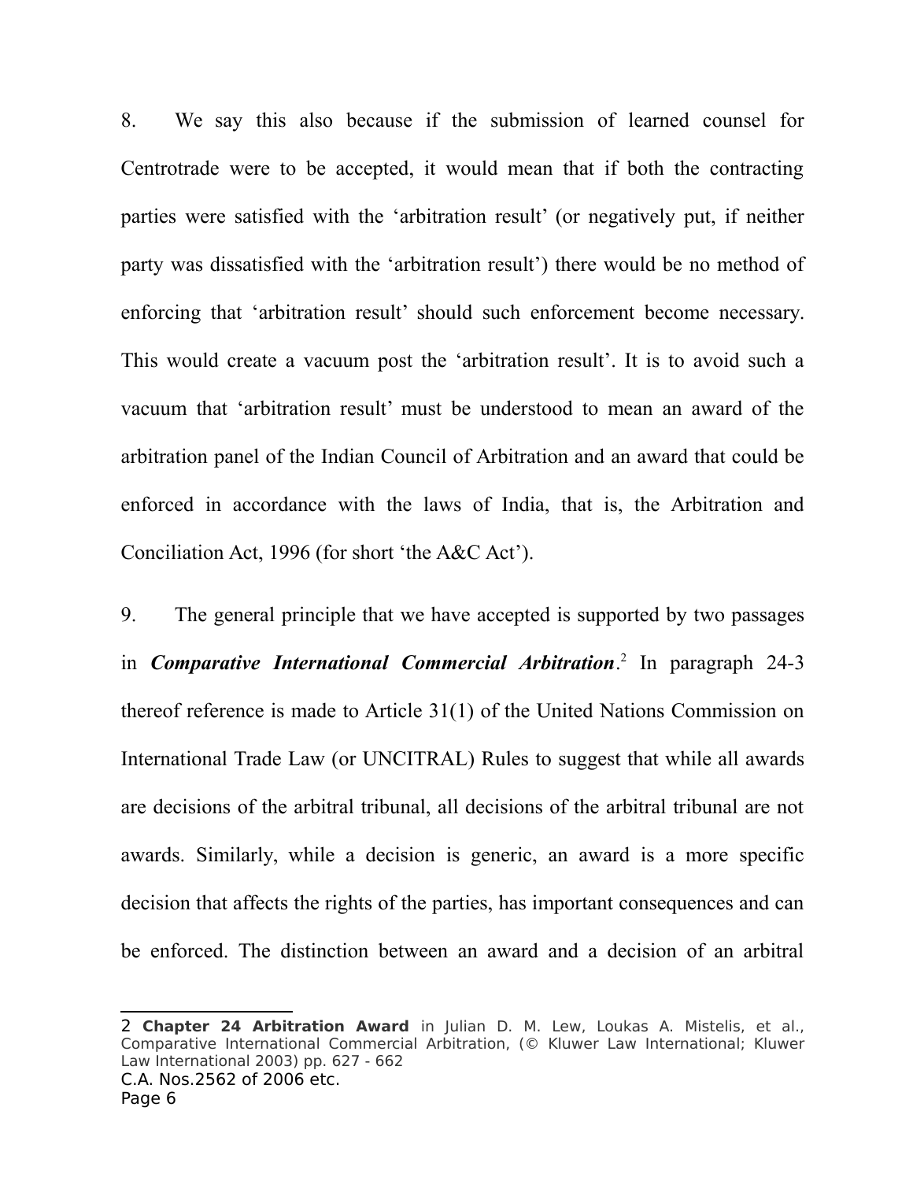8. We say this also because if the submission of learned counsel for Centrotrade were to be accepted, it would mean that if both the contracting parties were satisfied with the 'arbitration result' (or negatively put, if neither party was dissatisfied with the 'arbitration result') there would be no method of enforcing that 'arbitration result' should such enforcement become necessary. This would create a vacuum post the 'arbitration result'. It is to avoid such a vacuum that 'arbitration result' must be understood to mean an award of the arbitration panel of the Indian Council of Arbitration and an award that could be enforced in accordance with the laws of India, that is, the Arbitration and Conciliation Act, 1996 (for short 'the A&C Act').

9. The general principle that we have accepted is supported by two passages in ***Comparative International Commercial Arbitration***.[2] In paragraph 24-3 thereof reference is made to Article 31(1) of the United Nations Commission on International Trade Law (or UNCITRAL) Rules to suggest that while all awards are decisions of the arbitral tribunal, all decisions of the arbitral tribunal are not awards. Similarly, while a decision is generic, an award is a more specific decision that affects the rights of the parties, has important consequences and can be enforced. The distinction between an award and a decision of an arbitral

---

2 **Chapter 24 Arbitration Award** in Julian D. M. Lew, Loukas A. Mistelis, et al., Comparative International Commercial Arbitration, (© Kluwer Law International; Kluwer Law International 2003) pp. 627 - 662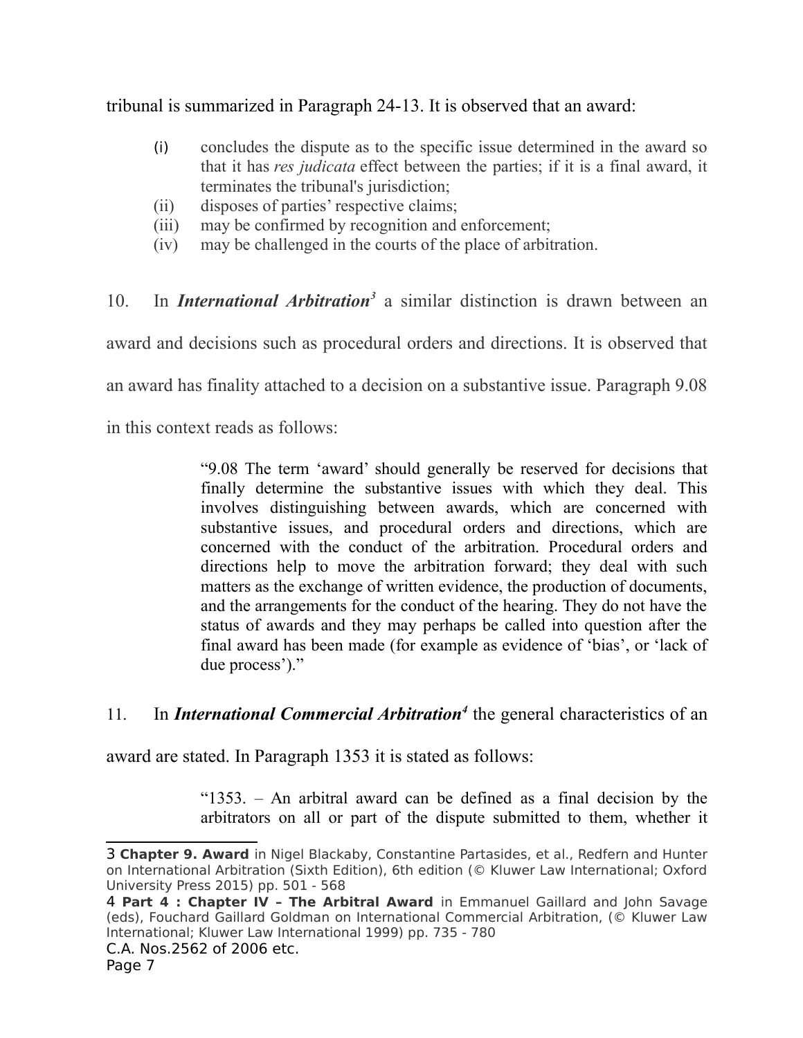tribunal is summarized in Paragraph 24-13. It is observed that an award:

> (i) concludes the dispute as to the specific issue determined in the award so that it has *res judicata* effect between the parties; if it is a final award, it terminates the tribunal's jurisdiction;
> (ii) disposes of parties' respective claims;
> (iii) may be confirmed by recognition and enforcement;
> (iv) may be challenged in the courts of the place of arbitration.

10. In ***International Arbitration***[3] a similar distinction is drawn between an award and decisions such as procedural orders and directions. It is observed that an award has finality attached to a decision on a substantive issue. Paragraph 9.08 in this context reads as follows:

> "9.08 The term 'award' should generally be reserved for decisions that finally determine the substantive issues with which they deal. This involves distinguishing between awards, which are concerned with substantive issues, and procedural orders and directions, which are concerned with the conduct of the arbitration. Procedural orders and directions help to move the arbitration forward; they deal with such matters as the exchange of written evidence, the production of documents, and the arrangements for the conduct of the hearing. They do not have the status of awards and they may perhaps be called into question after the final award has been made (for example as evidence of 'bias', or 'lack of due process')."

11. In ***International Commercial Arbitration***[4] the general characteristics of an award are stated. In Paragraph 1353 it is stated as follows:

> "1353. – An arbitral award can be defined as a final decision by the arbitrators on all or part of the dispute submitted to them, whether it

---

[3] **Chapter 9. Award** in Nigel Blackaby, Constantine Partasides, et al., Redfern and Hunter on International Arbitration (Sixth Edition), 6th edition (© Kluwer Law International; Oxford University Press 2015) pp. 501 - 568

[4] **Part 4 : Chapter IV – The Arbitral Award** in Emmanuel Gaillard and John Savage (eds), Fouchard Gaillard Goldman on International Commercial Arbitration, (© Kluwer Law International; Kluwer Law International 1999) pp. 735 - 780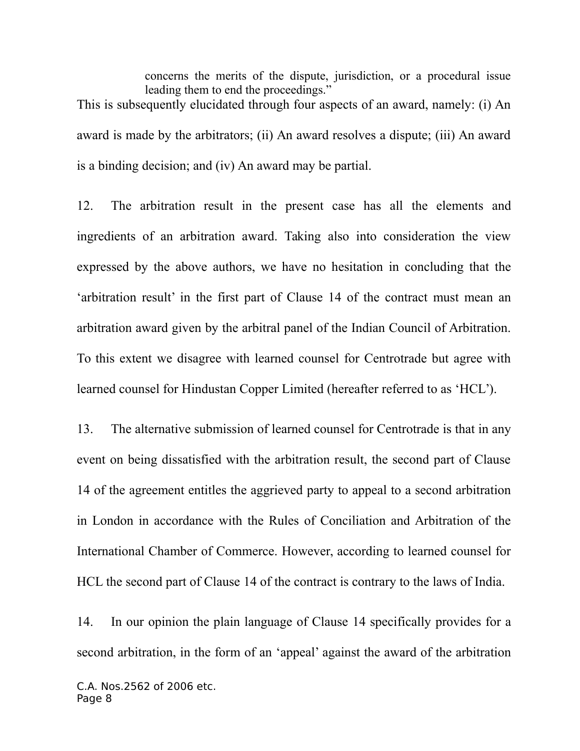> concerns the merits of the dispute, jurisdiction, or a procedural issue leading them to end the proceedings."

This is subsequently elucidated through four aspects of an award, namely: (i) An award is made by the arbitrators; (ii) An award resolves a dispute; (iii) An award is a binding decision; and (iv) An award may be partial.

12. The arbitration result in the present case has all the elements and ingredients of an arbitration award. Taking also into consideration the view expressed by the above authors, we have no hesitation in concluding that the 'arbitration result' in the first part of Clause 14 of the contract must mean an arbitration award given by the arbitral panel of the Indian Council of Arbitration. To this extent we disagree with learned counsel for Centrotrade but agree with learned counsel for Hindustan Copper Limited (hereafter referred to as 'HCL').

13. The alternative submission of learned counsel for Centrotrade is that in any event on being dissatisfied with the arbitration result, the second part of Clause 14 of the agreement entitles the aggrieved party to appeal to a second arbitration in London in accordance with the Rules of Conciliation and Arbitration of the International Chamber of Commerce. However, according to learned counsel for HCL the second part of Clause 14 of the contract is contrary to the laws of India.

14. In our opinion the plain language of Clause 14 specifically provides for a second arbitration, in the form of an 'appeal' against the award of the arbitration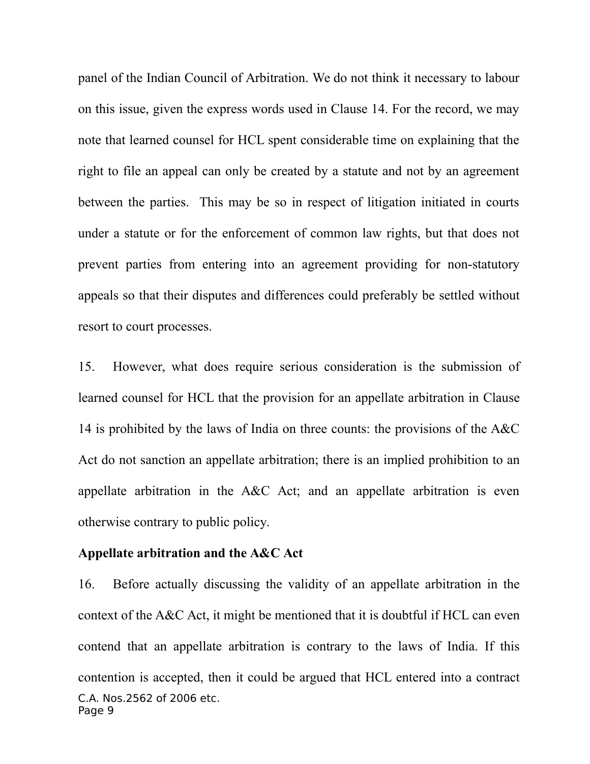panel of the Indian Council of Arbitration. We do not think it necessary to labour on this issue, given the express words used in Clause 14. For the record, we may note that learned counsel for HCL spent considerable time on explaining that the right to file an appeal can only be created by a statute and not by an agreement between the parties. This may be so in respect of litigation initiated in courts under a statute or for the enforcement of common law rights, but that does not prevent parties from entering into an agreement providing for non-statutory appeals so that their disputes and differences could preferably be settled without resort to court processes.

15. However, what does require serious consideration is the submission of learned counsel for HCL that the provision for an appellate arbitration in Clause 14 is prohibited by the laws of India on three counts: the provisions of the A&C Act do not sanction an appellate arbitration; there is an implied prohibition to an appellate arbitration in the A&C Act; and an appellate arbitration is even otherwise contrary to public policy.

**Appellate arbitration and the A&C Act**

16. Before actually discussing the validity of an appellate arbitration in the context of the A&C Act, it might be mentioned that it is doubtful if HCL can even contend that an appellate arbitration is contrary to the laws of India. If this contention is accepted, then it could be argued that HCL entered into a contract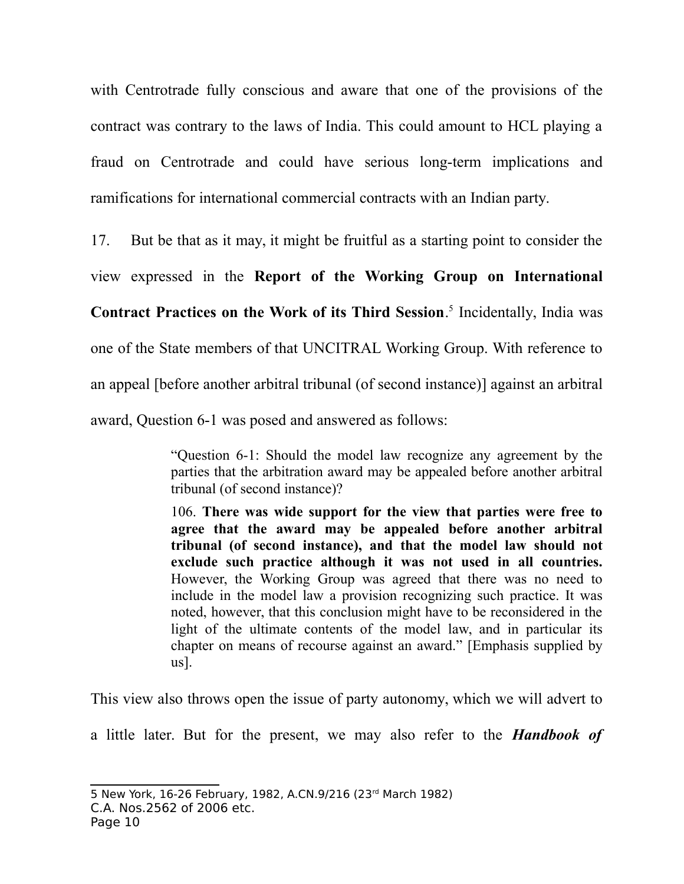with Centrotrade fully conscious and aware that one of the provisions of the contract was contrary to the laws of India. This could amount to HCL playing a fraud on Centrotrade and could have serious long-term implications and ramifications for international commercial contracts with an Indian party.

17. But be that as it may, it might be fruitful as a starting point to consider the view expressed in the **Report of the Working Group on International Contract Practices on the Work of its Third Session**.[5] Incidentally, India was one of the State members of that UNCITRAL Working Group. With reference to an appeal [before another arbitral tribunal (of second instance)] against an arbitral award, Question 6-1 was posed and answered as follows:

> "Question 6-1: Should the model law recognize any agreement by the parties that the arbitration award may be appealed before another arbitral tribunal (of second instance)?
>
> 106. **There was wide support for the view that parties were free to agree that the award may be appealed before another arbitral tribunal (of second instance), and that the model law should not exclude such practice although it was not used in all countries.** However, the Working Group was agreed that there was no need to include in the model law a provision recognizing such practice. It was noted, however, that this conclusion might have to be reconsidered in the light of the ultimate contents of the model law, and in particular its chapter on means of recourse against an award." [Emphasis supplied by us].

This view also throws open the issue of party autonomy, which we will advert to a little later. But for the present, we may also refer to the ***Handbook of***

---

5 New York, 16-26 February, 1982, A.CN.9/216 (23rd March 1982)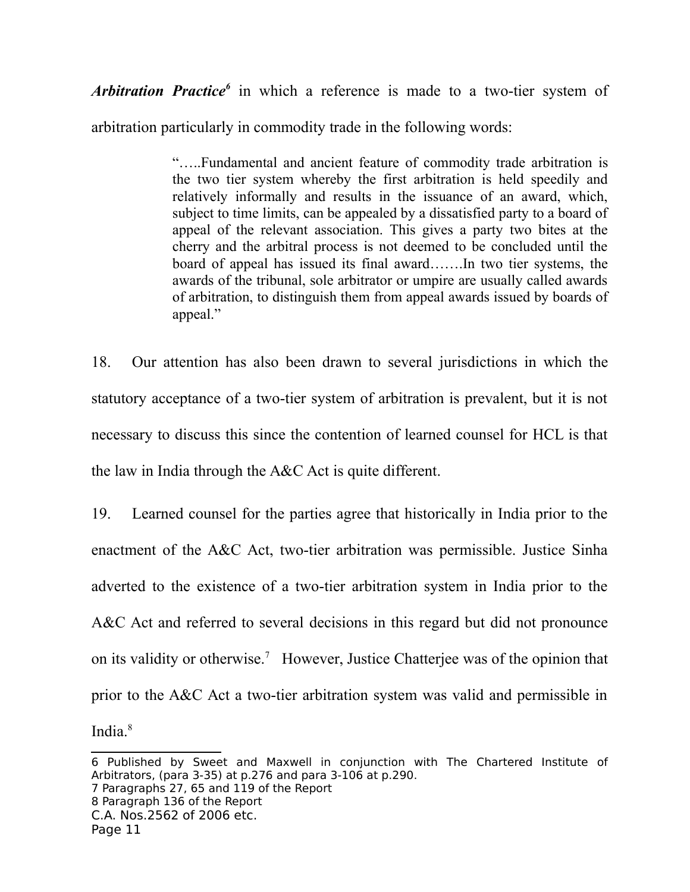***Arbitration Practice***[6] in which a reference is made to a two-tier system of arbitration particularly in commodity trade in the following words:

> "…..Fundamental and ancient feature of commodity trade arbitration is the two tier system whereby the first arbitration is held speedily and relatively informally and results in the issuance of an award, which, subject to time limits, can be appealed by a dissatisfied party to a board of appeal of the relevant association. This gives a party two bites at the cherry and the arbitral process is not deemed to be concluded until the board of appeal has issued its final award…….In two tier systems, the awards of the tribunal, sole arbitrator or umpire are usually called awards of arbitration, to distinguish them from appeal awards issued by boards of appeal."

18. Our attention has also been drawn to several jurisdictions in which the statutory acceptance of a two-tier system of arbitration is prevalent, but it is not necessary to discuss this since the contention of learned counsel for HCL is that the law in India through the A&C Act is quite different.

19. Learned counsel for the parties agree that historically in India prior to the enactment of the A&C Act, two-tier arbitration was permissible. Justice Sinha adverted to the existence of a two-tier arbitration system in India prior to the A&C Act and referred to several decisions in this regard but did not pronounce on its validity or otherwise.[7] However, Justice Chatterjee was of the opinion that prior to the A&C Act a two-tier arbitration system was valid and permissible in India.[8]

---

6 Published by Sweet and Maxwell in conjunction with The Chartered Institute of Arbitrators, (para 3-35) at p.276 and para 3-106 at p.290.

7 Paragraphs 27, 65 and 119 of the Report

8 Paragraph 136 of the Report

C.A. Nos.2562 of 2006 etc.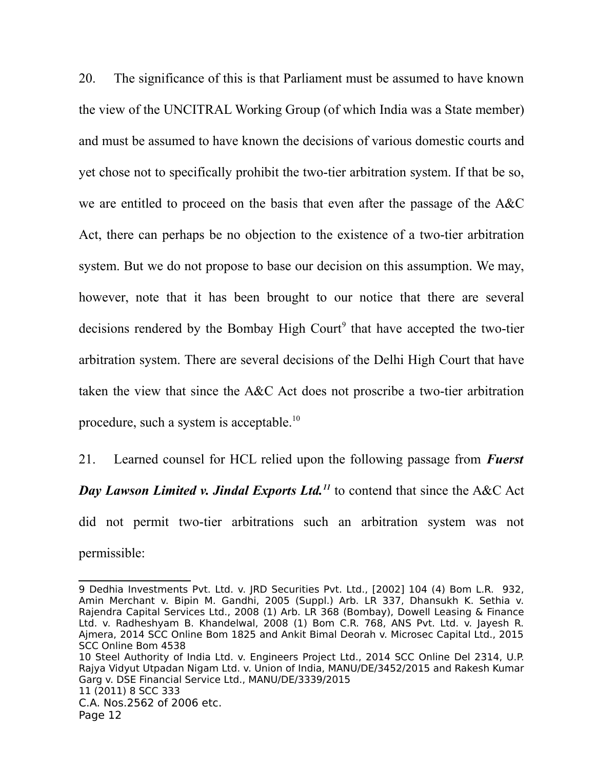20. The significance of this is that Parliament must be assumed to have known the view of the UNCITRAL Working Group (of which India was a State member) and must be assumed to have known the decisions of various domestic courts and yet chose not to specifically prohibit the two-tier arbitration system. If that be so, we are entitled to proceed on the basis that even after the passage of the A&C Act, there can perhaps be no objection to the existence of a two-tier arbitration system. But we do not propose to base our decision on this assumption. We may, however, note that it has been brought to our notice that there are several decisions rendered by the Bombay High Court[9] that have accepted the two-tier arbitration system. There are several decisions of the Delhi High Court that have taken the view that since the A&C Act does not proscribe a two-tier arbitration procedure, such a system is acceptable.[10]

21. Learned counsel for HCL relied upon the following passage from ***Fuerst Day Lawson Limited v. Jindal Exports Ltd.***[11] to contend that since the A&C Act did not permit two-tier arbitrations such an arbitration system was not permissible:

---

9 Dedhia Investments Pvt. Ltd. v. JRD Securities Pvt. Ltd., [2002] 104 (4) Bom L.R. 932, Amin Merchant v. Bipin M. Gandhi, 2005 (Suppl.) Arb. LR 337, Dhansukh K. Sethia v. Rajendra Capital Services Ltd., 2008 (1) Arb. LR 368 (Bombay), Dowell Leasing & Finance Ltd. v. Radheshyam B. Khandelwal, 2008 (1) Bom C.R. 768, ANS Pvt. Ltd. v. Jayesh R. Ajmera, 2014 SCC Online Bom 1825 and Ankit Bimal Deorah v. Microsec Capital Ltd., 2015 SCC Online Bom 4538

10 Steel Authority of India Ltd. v. Engineers Project Ltd., 2014 SCC Online Del 2314, U.P. Rajya Vidyut Utpadan Nigam Ltd. v. Union of India, MANU/DE/3452/2015 and Rakesh Kumar Garg v. DSE Financial Service Ltd., MANU/DE/3339/2015

11 (2011) 8 SCC 333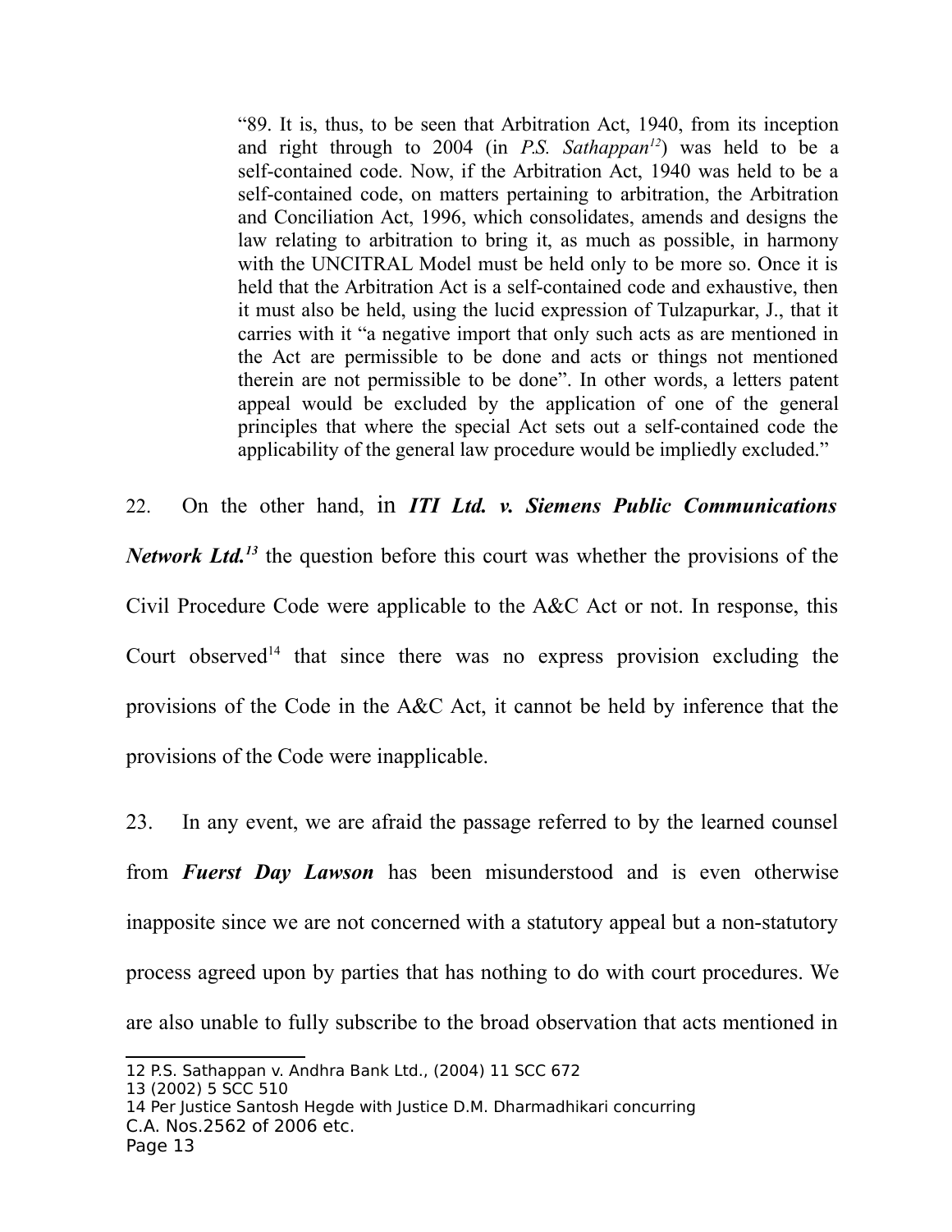> "89. It is, thus, to be seen that Arbitration Act, 1940, from its inception and right through to 2004 (in *P.S. Sathappan*[12]) was held to be a self-contained code. Now, if the Arbitration Act, 1940 was held to be a self-contained code, on matters pertaining to arbitration, the Arbitration and Conciliation Act, 1996, which consolidates, amends and designs the law relating to arbitration to bring it, as much as possible, in harmony with the UNCITRAL Model must be held only to be more so. Once it is held that the Arbitration Act is a self-contained code and exhaustive, then it must also be held, using the lucid expression of Tulzapurkar, J., that it carries with it "a negative import that only such acts as are mentioned in the Act are permissible to be done and acts or things not mentioned therein are not permissible to be done". In other words, a letters patent appeal would be excluded by the application of one of the general principles that where the special Act sets out a self-contained code the applicability of the general law procedure would be impliedly excluded."

22. On the other hand, in ***ITI Ltd. v. Siemens Public Communications Network Ltd.***[13] the question before this court was whether the provisions of the Civil Procedure Code were applicable to the A&C Act or not. In response, this Court observed[14] that since there was no express provision excluding the provisions of the Code in the A&C Act, it cannot be held by inference that the provisions of the Code were inapplicable.

23. In any event, we are afraid the passage referred to by the learned counsel from ***Fuerst Day Lawson*** has been misunderstood and is even otherwise inapposite since we are not concerned with a statutory appeal but a non-statutory process agreed upon by parties that has nothing to do with court procedures. We are also unable to fully subscribe to the broad observation that acts mentioned in

---

12 P.S. Sathappan v. Andhra Bank Ltd., (2004) 11 SCC 672

13 (2002) 5 SCC 510

14 Per Justice Santosh Hegde with Justice D.M. Dharmadhikari concurring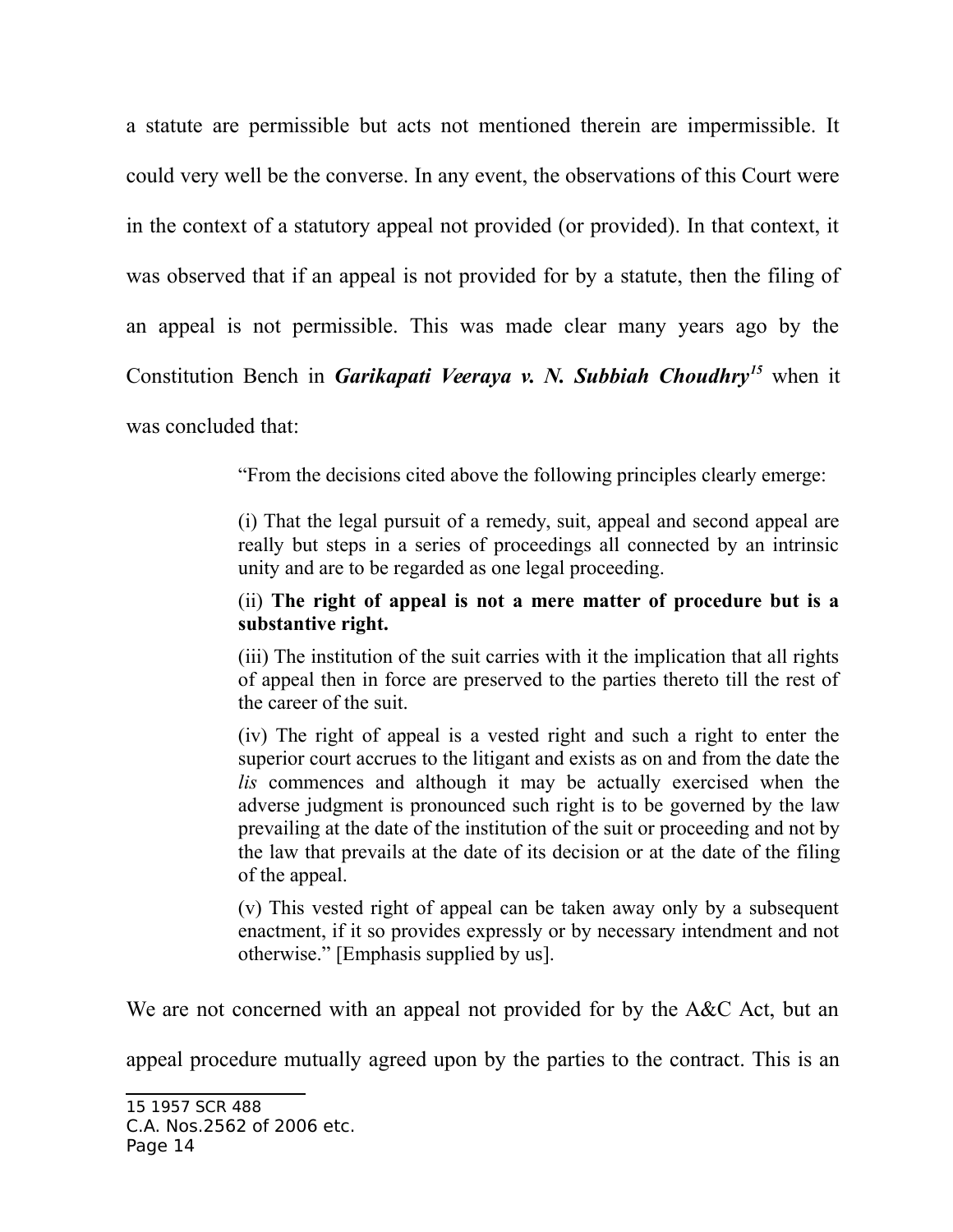a statute are permissible but acts not mentioned therein are impermissible. It could very well be the converse. In any event, the observations of this Court were in the context of a statutory appeal not provided (or provided). In that context, it was observed that if an appeal is not provided for by a statute, then the filing of an appeal is not permissible. This was made clear many years ago by the Constitution Bench in ***Garikapati Veeraya v. N. Subbiah Choudhry***[15] when it was concluded that:

> "From the decisions cited above the following principles clearly emerge:
>
> (i) That the legal pursuit of a remedy, suit, appeal and second appeal are really but steps in a series of proceedings all connected by an intrinsic unity and are to be regarded as one legal proceeding.
>
> (ii) **The right of appeal is not a mere matter of procedure but is a substantive right.**
>
> (iii) The institution of the suit carries with it the implication that all rights of appeal then in force are preserved to the parties thereto till the rest of the career of the suit.
>
> (iv) The right of appeal is a vested right and such a right to enter the superior court accrues to the litigant and exists as on and from the date the *lis* commences and although it may be actually exercised when the adverse judgment is pronounced such right is to be governed by the law prevailing at the date of the institution of the suit or proceeding and not by the law that prevails at the date of its decision or at the date of the filing of the appeal.
>
> (v) This vested right of appeal can be taken away only by a subsequent enactment, if it so provides expressly or by necessary intendment and not otherwise." [Emphasis supplied by us].

We are not concerned with an appeal not provided for by the A&C Act, but an appeal procedure mutually agreed upon by the parties to the contract. This is an

---

15 1957 SCR 488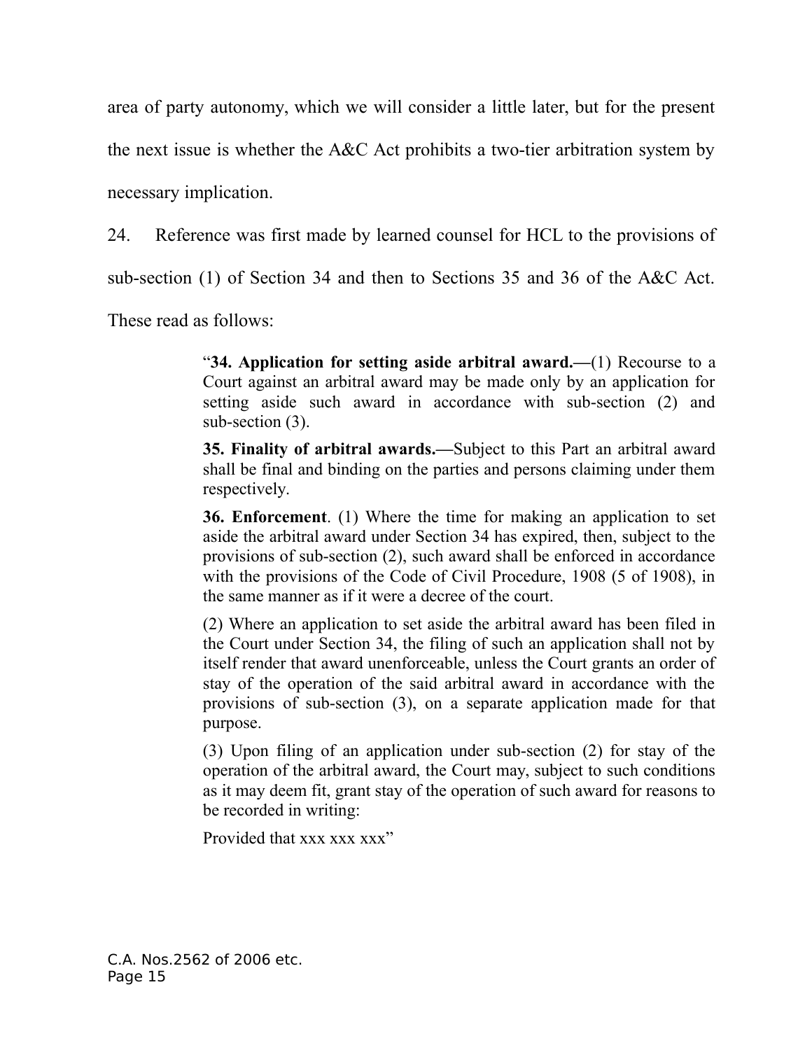area of party autonomy, which we will consider a little later, but for the present the next issue is whether the A&C Act prohibits a two-tier arbitration system by necessary implication.

24. Reference was first made by learned counsel for HCL to the provisions of sub-section (1) of Section 34 and then to Sections 35 and 36 of the A&C Act. These read as follows:

> "**34. Application for setting aside arbitral award.—**(1) Recourse to a Court against an arbitral award may be made only by an application for setting aside such award in accordance with sub-section (2) and sub-section (3).
>
> **35. Finality of arbitral awards.—**Subject to this Part an arbitral award shall be final and binding on the parties and persons claiming under them respectively.
>
> **36. Enforcement**. (1) Where the time for making an application to set aside the arbitral award under Section 34 has expired, then, subject to the provisions of sub-section (2), such award shall be enforced in accordance with the provisions of the Code of Civil Procedure, 1908 (5 of 1908), in the same manner as if it were a decree of the court.
>
> (2) Where an application to set aside the arbitral award has been filed in the Court under Section 34, the filing of such an application shall not by itself render that award unenforceable, unless the Court grants an order of stay of the operation of the said arbitral award in accordance with the provisions of sub-section (3), on a separate application made for that purpose.
>
> (3) Upon filing of an application under sub-section (2) for stay of the operation of the arbitral award, the Court may, subject to such conditions as it may deem fit, grant stay of the operation of such award for reasons to be recorded in writing:
>
> Provided that xxx xxx xxx"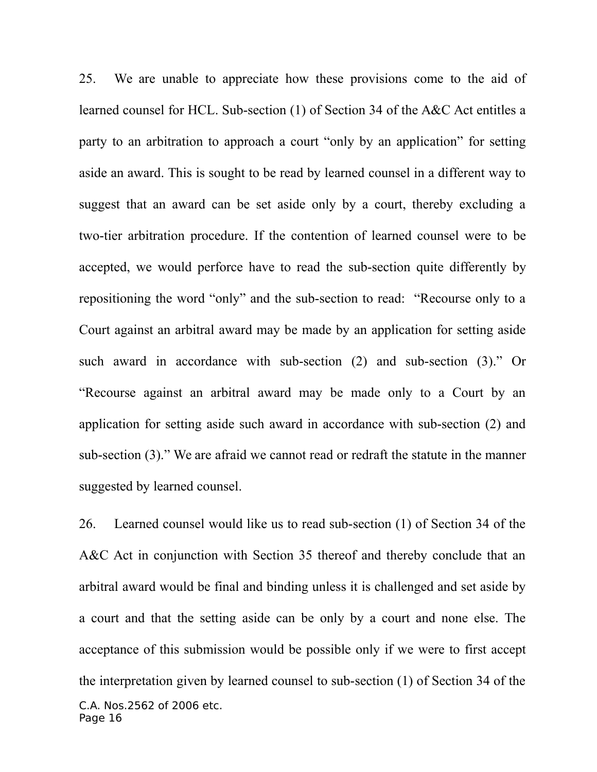25. We are unable to appreciate how these provisions come to the aid of learned counsel for HCL. Sub-section (1) of Section 34 of the A&C Act entitles a party to an arbitration to approach a court "only by an application" for setting aside an award. This is sought to be read by learned counsel in a different way to suggest that an award can be set aside only by a court, thereby excluding a two-tier arbitration procedure. If the contention of learned counsel were to be accepted, we would perforce have to read the sub-section quite differently by repositioning the word "only" and the sub-section to read: "Recourse only to a Court against an arbitral award may be made by an application for setting aside such award in accordance with sub-section (2) and sub-section (3)." Or "Recourse against an arbitral award may be made only to a Court by an application for setting aside such award in accordance with sub-section (2) and sub-section (3)." We are afraid we cannot read or redraft the statute in the manner suggested by learned counsel.

26. Learned counsel would like us to read sub-section (1) of Section 34 of the A&C Act in conjunction with Section 35 thereof and thereby conclude that an arbitral award would be final and binding unless it is challenged and set aside by a court and that the setting aside can be only by a court and none else. The acceptance of this submission would be possible only if we were to first accept the interpretation given by learned counsel to sub-section (1) of Section 34 of the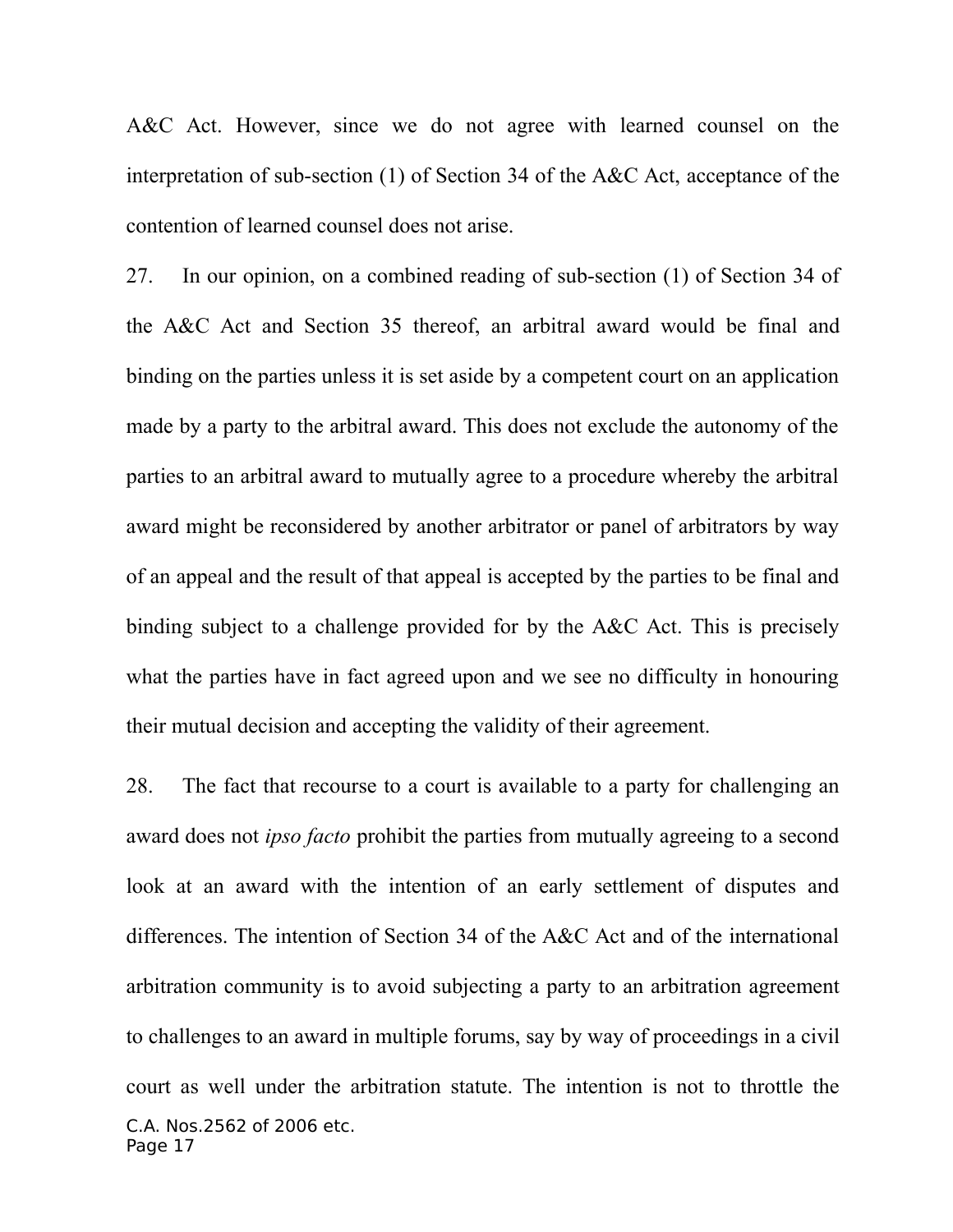A&C Act. However, since we do not agree with learned counsel on the interpretation of sub-section (1) of Section 34 of the A&C Act, acceptance of the contention of learned counsel does not arise.

27. In our opinion, on a combined reading of sub-section (1) of Section 34 of the A&C Act and Section 35 thereof, an arbitral award would be final and binding on the parties unless it is set aside by a competent court on an application made by a party to the arbitral award. This does not exclude the autonomy of the parties to an arbitral award to mutually agree to a procedure whereby the arbitral award might be reconsidered by another arbitrator or panel of arbitrators by way of an appeal and the result of that appeal is accepted by the parties to be final and binding subject to a challenge provided for by the A&C Act. This is precisely what the parties have in fact agreed upon and we see no difficulty in honouring their mutual decision and accepting the validity of their agreement.

28. The fact that recourse to a court is available to a party for challenging an award does not *ipso facto* prohibit the parties from mutually agreeing to a second look at an award with the intention of an early settlement of disputes and differences. The intention of Section 34 of the A&C Act and of the international arbitration community is to avoid subjecting a party to an arbitration agreement to challenges to an award in multiple forums, say by way of proceedings in a civil court as well under the arbitration statute. The intention is not to throttle the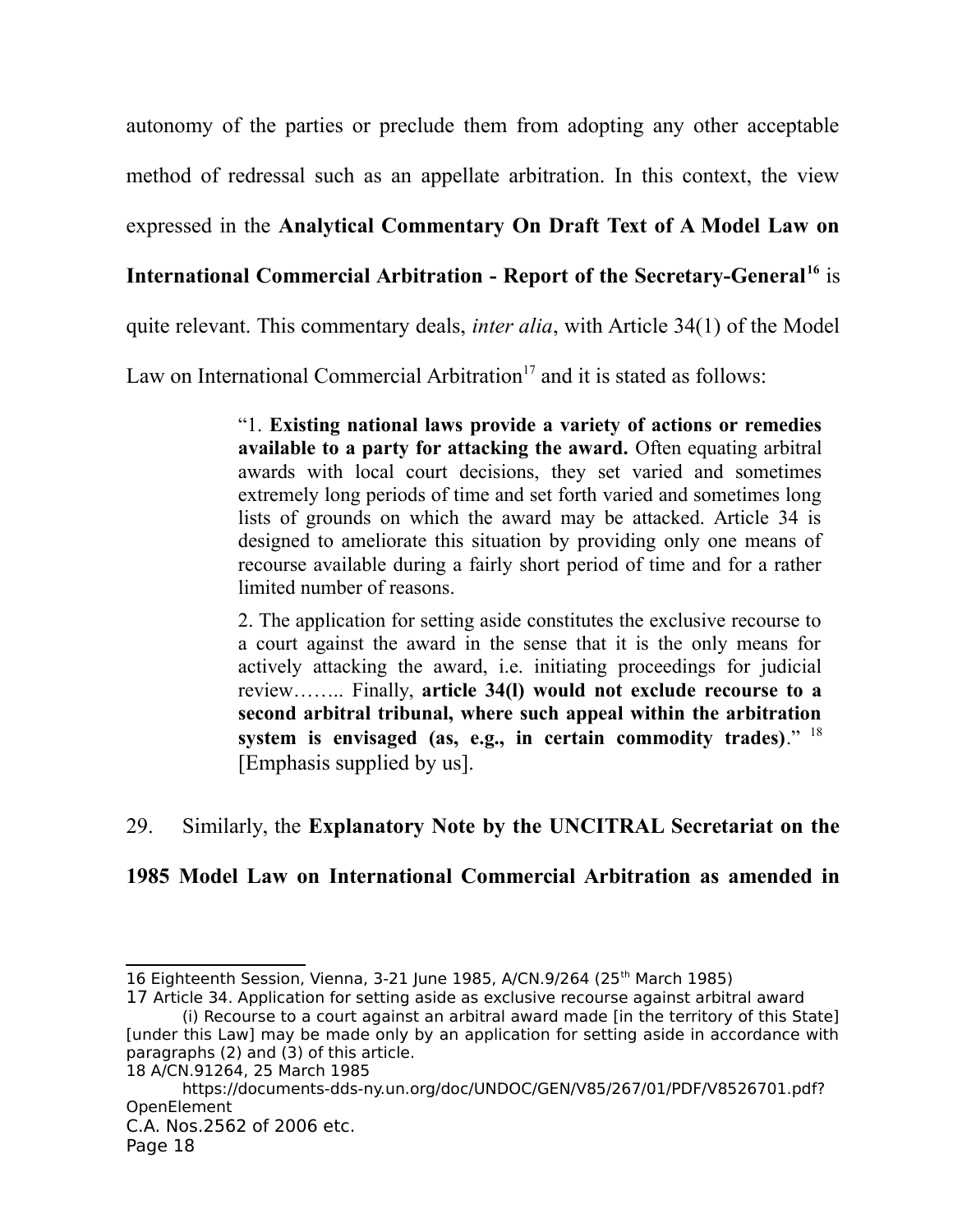autonomy of the parties or preclude them from adopting any other acceptable method of redressal such as an appellate arbitration. In this context, the view expressed in the **Analytical Commentary On Draft Text of A Model Law on International Commercial Arbitration - Report of the Secretary-General**[16] is quite relevant. This commentary deals, *inter alia*, with Article 34(1) of the Model Law on International Commercial Arbitration[17] and it is stated as follows:

> "1. **Existing national laws provide a variety of actions or remedies available to a party for attacking the award.** Often equating arbitral awards with local court decisions, they set varied and sometimes extremely long periods of time and set forth varied and sometimes long lists of grounds on which the award may be attacked. Article 34 is designed to ameliorate this situation by providing only one means of recourse available during a fairly short period of time and for a rather limited number of reasons.
>
> 2. The application for setting aside constitutes the exclusive recourse to a court against the award in the sense that it is the only means for actively attacking the award, i.e. initiating proceedings for judicial review…….. Finally, **article 34(l) would not exclude recourse to a second arbitral tribunal, where such appeal within the arbitration system is envisaged (as, e.g., in certain commodity trades)**."[18] [Emphasis supplied by us].

29. Similarly, the **Explanatory Note by the UNCITRAL Secretariat on the 1985 Model Law on International Commercial Arbitration as amended in**

---

16 Eighteenth Session, Vienna, 3-21 June 1985, A/CN.9/264 (25th March 1985)

17 Article 34. Application for setting aside as exclusive recourse against arbitral award

(i) Recourse to a court against an arbitral award made [in the territory of this State] [under this Law] may be made only by an application for setting aside in accordance with paragraphs (2) and (3) of this article.

18 A/CN.91264, 25 March 1985

https://documents-dds-ny.un.org/doc/UNDOC/GEN/V85/267/01/PDF/V8526701.pdf?OpenElement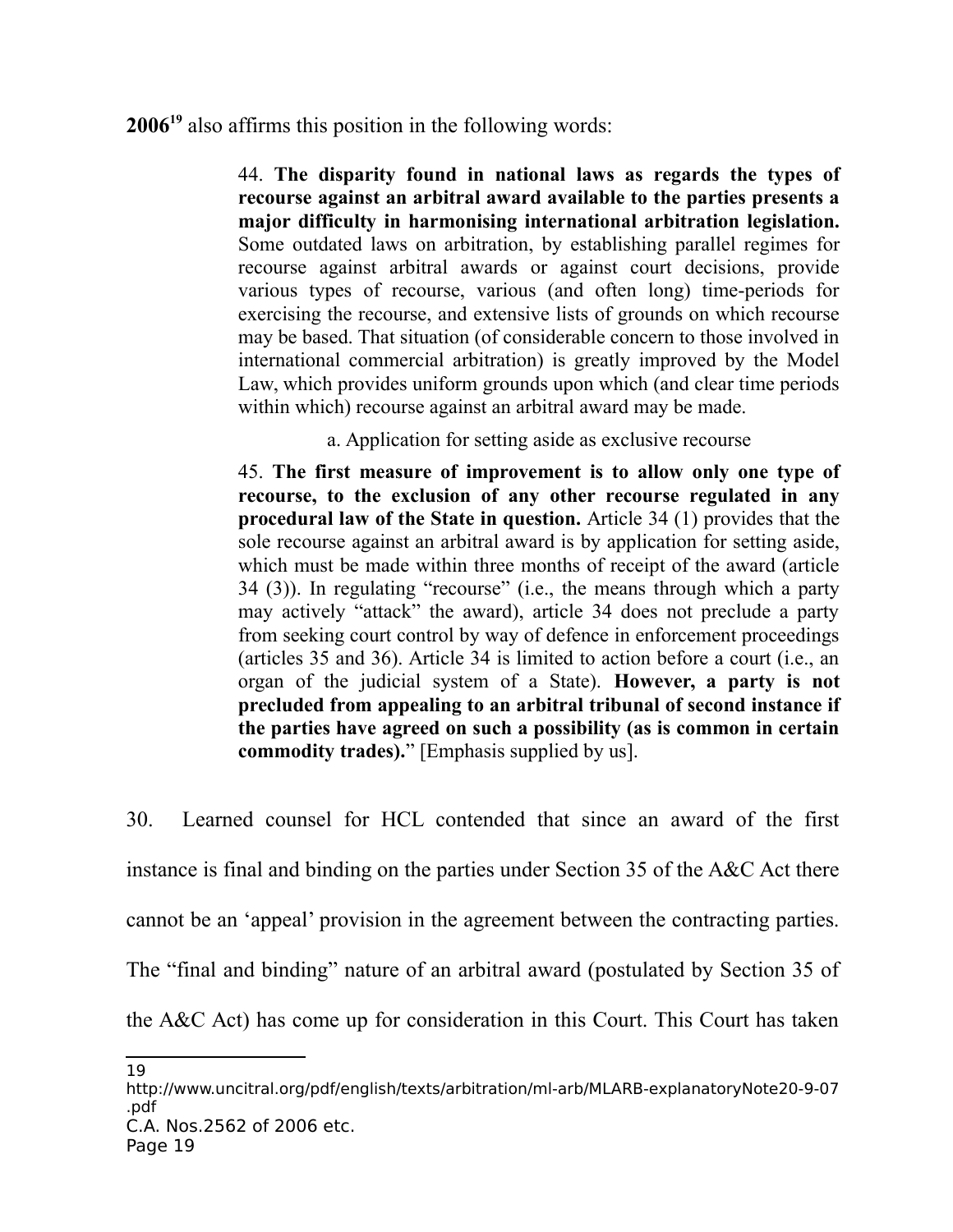**2006**[19] also affirms this position in the following words:

> 44. **The disparity found in national laws as regards the types of recourse against an arbitral award available to the parties presents a major difficulty in harmonising international arbitration legislation.** Some outdated laws on arbitration, by establishing parallel regimes for recourse against arbitral awards or against court decisions, provide various types of recourse, various (and often long) time-periods for exercising the recourse, and extensive lists of grounds on which recourse may be based. That situation (of considerable concern to those involved in international commercial arbitration) is greatly improved by the Model Law, which provides uniform grounds upon which (and clear time periods within which) recourse against an arbitral award may be made.
>
> a. Application for setting aside as exclusive recourse
>
> 45. **The first measure of improvement is to allow only one type of recourse, to the exclusion of any other recourse regulated in any procedural law of the State in question.** Article 34 (1) provides that the sole recourse against an arbitral award is by application for setting aside, which must be made within three months of receipt of the award (article 34 (3)). In regulating "recourse" (i.e., the means through which a party may actively "attack" the award), article 34 does not preclude a party from seeking court control by way of defence in enforcement proceedings (articles 35 and 36). Article 34 is limited to action before a court (i.e., an organ of the judicial system of a State). **However, a party is not precluded from appealing to an arbitral tribunal of second instance if the parties have agreed on such a possibility (as is common in certain commodity trades).**" [Emphasis supplied by us].

30. Learned counsel for HCL contended that since an award of the first instance is final and binding on the parties under Section 35 of the A&C Act there cannot be an 'appeal' provision in the agreement between the contracting parties. The "final and binding" nature of an arbitral award (postulated by Section 35 of the A&C Act) has come up for consideration in this Court. This Court has taken

---

[19] http://www.uncitral.org/pdf/english/texts/arbitration/ml-arb/MLARB-explanatoryNote20-9-07.pdf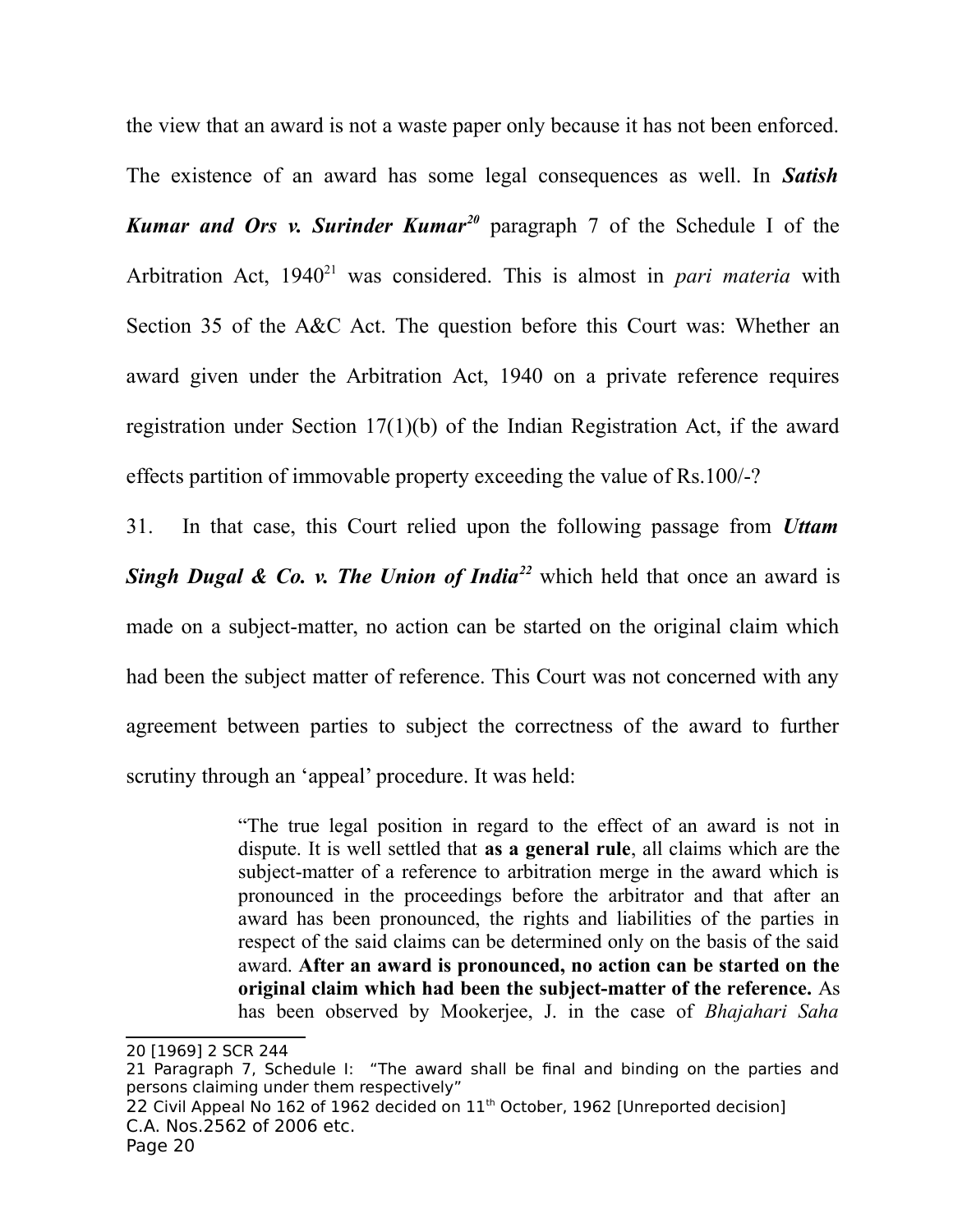the view that an award is not a waste paper only because it has not been enforced. The existence of an award has some legal consequences as well. In ***Satish Kumar and Ors v. Surinder Kumar***[20] paragraph 7 of the Schedule I of the Arbitration Act, 1940[21] was considered. This is almost in *pari materia* with Section 35 of the A&C Act. The question before this Court was: Whether an award given under the Arbitration Act, 1940 on a private reference requires registration under Section 17(1)(b) of the Indian Registration Act, if the award effects partition of immovable property exceeding the value of Rs.100/-?

31. In that case, this Court relied upon the following passage from ***Uttam Singh Dugal & Co. v. The Union of India***[22] which held that once an award is made on a subject-matter, no action can be started on the original claim which had been the subject matter of reference. This Court was not concerned with any agreement between parties to subject the correctness of the award to further scrutiny through an 'appeal' procedure. It was held:

> "The true legal position in regard to the effect of an award is not in dispute. It is well settled that **as a general rule**, all claims which are the subject-matter of a reference to arbitration merge in the award which is pronounced in the proceedings before the arbitrator and that after an award has been pronounced, the rights and liabilities of the parties in respect of the said claims can be determined only on the basis of the said award. **After an award is pronounced, no action can be started on the original claim which had been the subject-matter of the reference.** As has been observed by Mookerjee, J. in the case of *Bhajahari Saha*

---

20 [1969] 2 SCR 244

21 Paragraph 7, Schedule I: "The award shall be final and binding on the parties and persons claiming under them respectively"

22 Civil Appeal No 162 of 1962 decided on 11th October, 1962 [Unreported decision]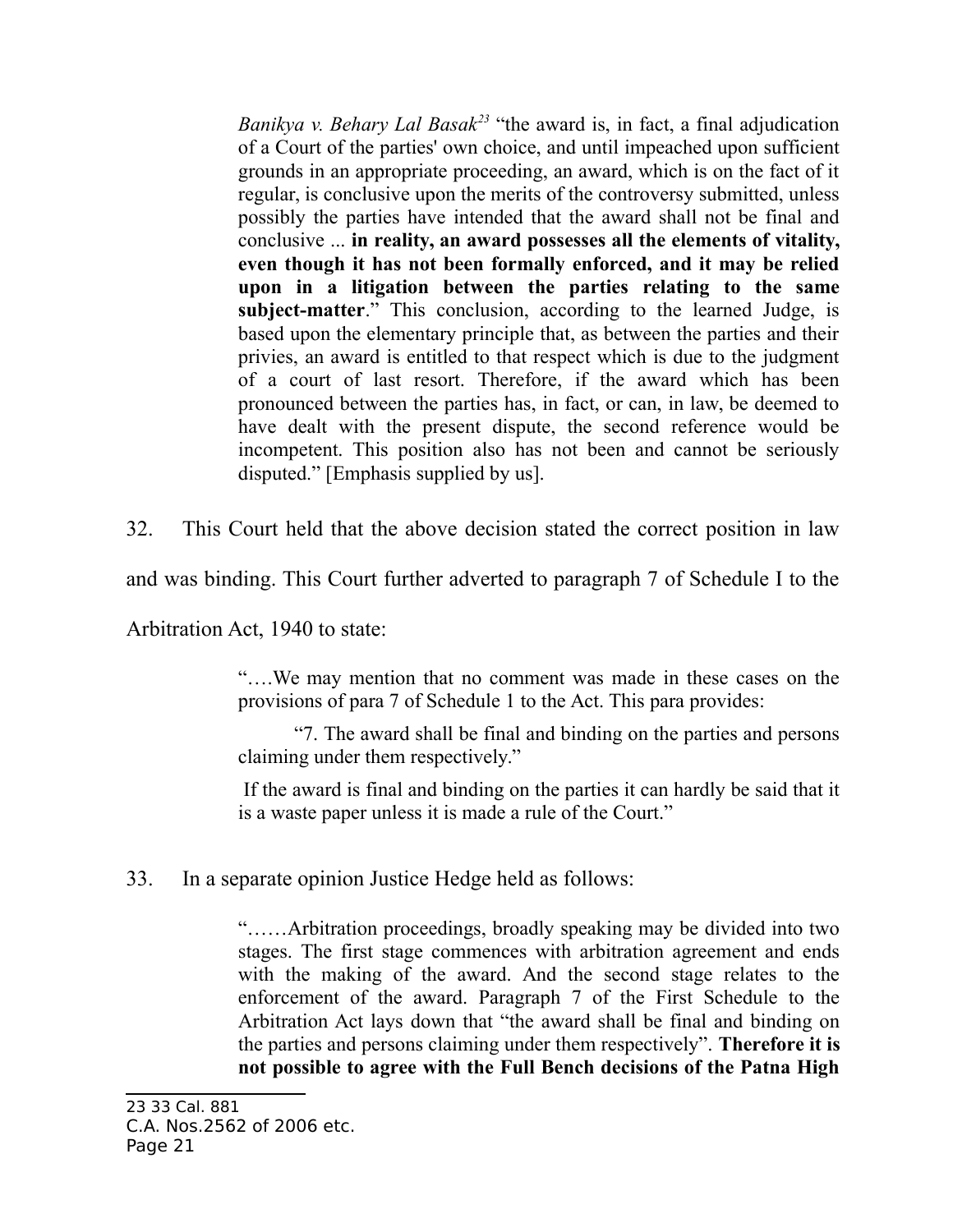> *Banikya v. Behary Lal Basak*[23] "the award is, in fact, a final adjudication of a Court of the parties' own choice, and until impeached upon sufficient grounds in an appropriate proceeding, an award, which is on the fact of it regular, is conclusive upon the merits of the controversy submitted, unless possibly the parties have intended that the award shall not be final and conclusive ... **in reality, an award possesses all the elements of vitality, even though it has not been formally enforced, and it may be relied upon in a litigation between the parties relating to the same subject-matter**." This conclusion, according to the learned Judge, is based upon the elementary principle that, as between the parties and their privies, an award is entitled to that respect which is due to the judgment of a court of last resort. Therefore, if the award which has been pronounced between the parties has, in fact, or can, in law, be deemed to have dealt with the present dispute, the second reference would be incompetent. This position also has not been and cannot be seriously disputed." [Emphasis supplied by us].

32. This Court held that the above decision stated the correct position in law and was binding. This Court further adverted to paragraph 7 of Schedule I to the Arbitration Act, 1940 to state:

> "….We may mention that no comment was made in these cases on the provisions of para 7 of Schedule 1 to the Act. This para provides:
>
> "7. The award shall be final and binding on the parties and persons claiming under them respectively."
>
> If the award is final and binding on the parties it can hardly be said that it is a waste paper unless it is made a rule of the Court."

33. In a separate opinion Justice Hedge held as follows:

> "……Arbitration proceedings, broadly speaking may be divided into two stages. The first stage commences with arbitration agreement and ends with the making of the award. And the second stage relates to the enforcement of the award. Paragraph 7 of the First Schedule to the Arbitration Act lays down that "the award shall be final and binding on the parties and persons claiming under them respectively". **Therefore it is not possible to agree with the Full Bench decisions of the Patna High**

---

23 33 Cal. 881

C.A. Nos.2562 of 2006 etc.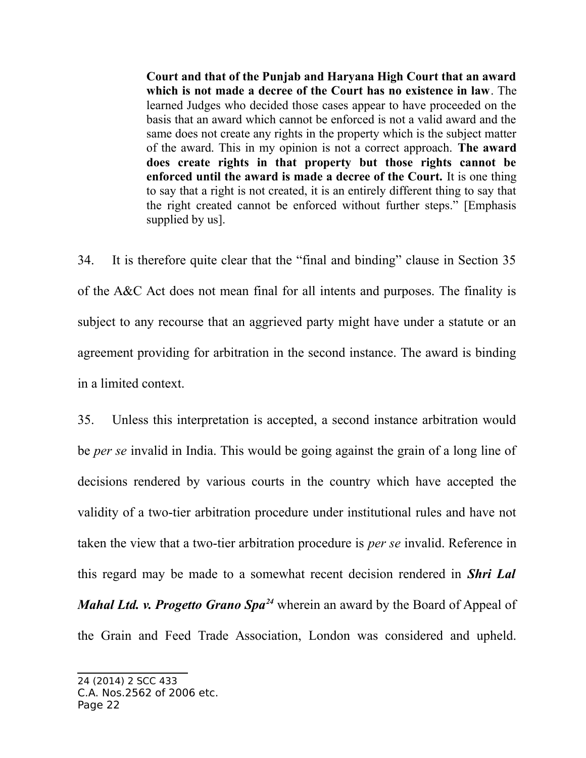> **Court and that of the Punjab and Haryana High Court that an award which is not made a decree of the Court has no existence in law**. The learned Judges who decided those cases appear to have proceeded on the basis that an award which cannot be enforced is not a valid award and the same does not create any rights in the property which is the subject matter of the award. This in my opinion is not a correct approach. **The award does create rights in that property but those rights cannot be enforced until the award is made a decree of the Court.** It is one thing to say that a right is not created, it is an entirely different thing to say that the right created cannot be enforced without further steps." [Emphasis supplied by us].

34. It is therefore quite clear that the "final and binding" clause in Section 35 of the A&C Act does not mean final for all intents and purposes. The finality is subject to any recourse that an aggrieved party might have under a statute or an agreement providing for arbitration in the second instance. The award is binding in a limited context.

35. Unless this interpretation is accepted, a second instance arbitration would be *per se* invalid in India. This would be going against the grain of a long line of decisions rendered by various courts in the country which have accepted the validity of a two-tier arbitration procedure under institutional rules and have not taken the view that a two-tier arbitration procedure is *per se* invalid. Reference in this regard may be made to a somewhat recent decision rendered in ***Shri Lal Mahal Ltd. v. Progetto Grano Spa***[24] wherein an award by the Board of Appeal of the Grain and Feed Trade Association, London was considered and upheld.

---

24 (2014) 2 SCC 433

C.A. Nos.2562 of 2006 etc.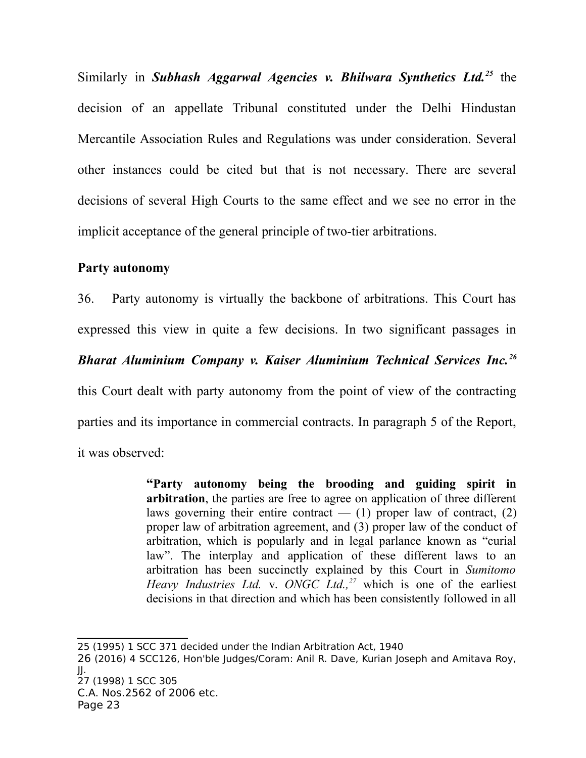Similarly in ***Subhash Aggarwal Agencies v. Bhilwara Synthetics Ltd.***[25] the decision of an appellate Tribunal constituted under the Delhi Hindustan Mercantile Association Rules and Regulations was under consideration. Several other instances could be cited but that is not necessary. There are several decisions of several High Courts to the same effect and we see no error in the implicit acceptance of the general principle of two-tier arbitrations.

**Party autonomy**

36. Party autonomy is virtually the backbone of arbitrations. This Court has expressed this view in quite a few decisions. In two significant passages in ***Bharat Aluminium Company v. Kaiser Aluminium Technical Services Inc.***[26] this Court dealt with party autonomy from the point of view of the contracting parties and its importance in commercial contracts. In paragraph 5 of the Report, it was observed:

> "**Party autonomy being the brooding and guiding spirit in arbitration**, the parties are free to agree on application of three different laws governing their entire contract — (1) proper law of contract, (2) proper law of arbitration agreement, and (3) proper law of the conduct of arbitration, which is popularly and in legal parlance known as "curial law". The interplay and application of these different laws to an arbitration has been succinctly explained by this Court in *Sumitomo Heavy Industries Ltd.* v. *ONGC Ltd.*,[27] which is one of the earliest decisions in that direction and which has been consistently followed in all

---

25 (1995) 1 SCC 371 decided under the Indian Arbitration Act, 1940

26 (2016) 4 SCC126, Hon'ble Judges/Coram: Anil R. Dave, Kurian Joseph and Amitava Roy, JJ.

27 (1998) 1 SCC 305

C.A. Nos.2562 of 2006 etc.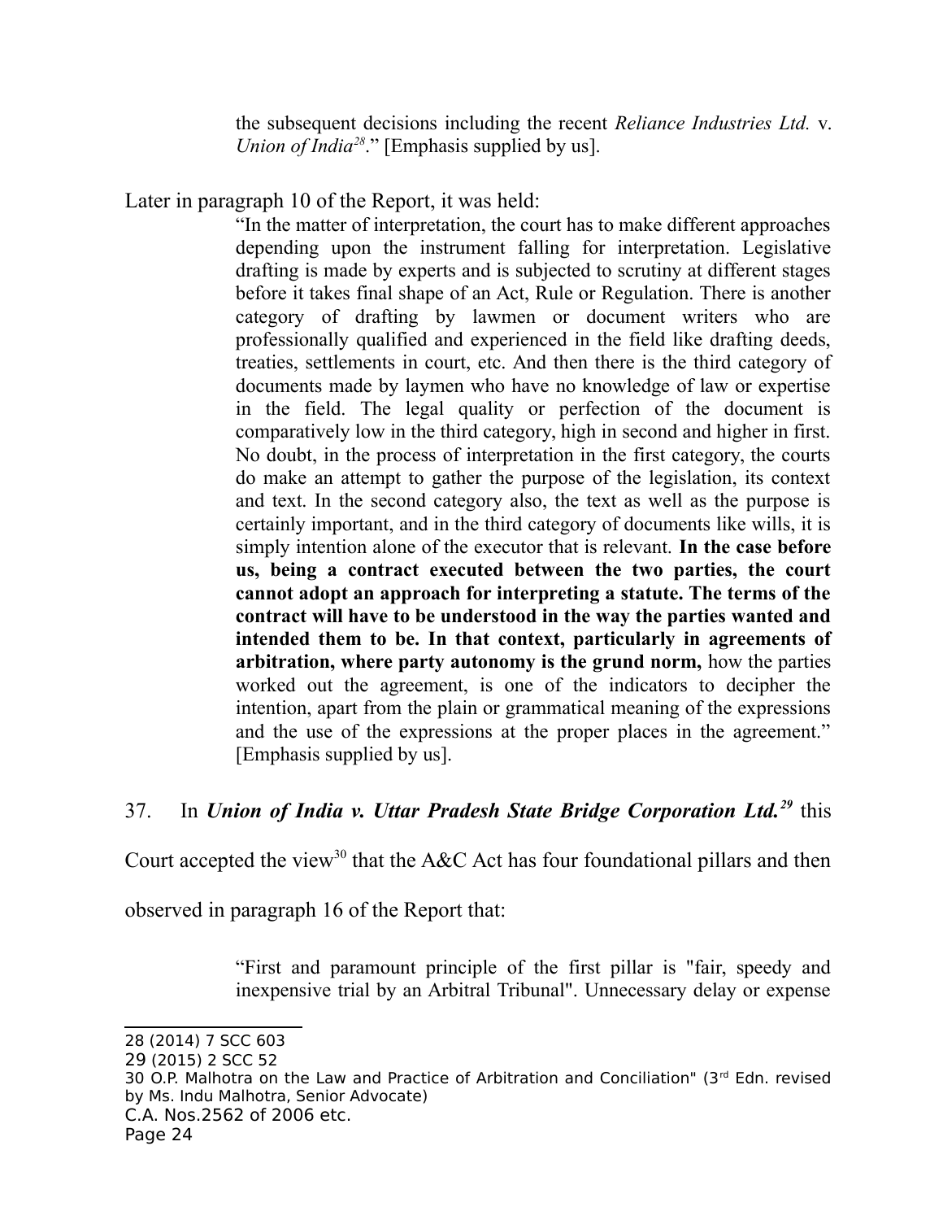> the subsequent decisions including the recent *Reliance Industries Ltd.* v. *Union of India*[28]." [Emphasis supplied by us].

Later in paragraph 10 of the Report, it was held:

> "In the matter of interpretation, the court has to make different approaches depending upon the instrument falling for interpretation. Legislative drafting is made by experts and is subjected to scrutiny at different stages before it takes final shape of an Act, Rule or Regulation. There is another category of drafting by lawmen or document writers who are professionally qualified and experienced in the field like drafting deeds, treaties, settlements in court, etc. And then there is the third category of documents made by laymen who have no knowledge of law or expertise in the field. The legal quality or perfection of the document is comparatively low in the third category, high in second and higher in first. No doubt, in the process of interpretation in the first category, the courts do make an attempt to gather the purpose of the legislation, its context and text. In the second category also, the text as well as the purpose is certainly important, and in the third category of documents like wills, it is simply intention alone of the executor that is relevant. **In the case before us, being a contract executed between the two parties, the court cannot adopt an approach for interpreting a statute. The terms of the contract will have to be understood in the way the parties wanted and intended them to be. In that context, particularly in agreements of arbitration, where party autonomy is the grund norm,** how the parties worked out the agreement, is one of the indicators to decipher the intention, apart from the plain or grammatical meaning of the expressions and the use of the expressions at the proper places in the agreement." [Emphasis supplied by us].

37. In ***Union of India v. Uttar Pradesh State Bridge Corporation Ltd.***[29] this Court accepted the view[30] that the A&C Act has four foundational pillars and then observed in paragraph 16 of the Report that:

> "First and paramount principle of the first pillar is "fair, speedy and inexpensive trial by an Arbitral Tribunal". Unnecessary delay or expense

---

28 (2014) 7 SCC 603

29 (2015) 2 SCC 52

30 O.P. Malhotra on the Law and Practice of Arbitration and Conciliation" (3rd Edn. revised by Ms. Indu Malhotra, Senior Advocate)

C.A. Nos.2562 of 2006 etc.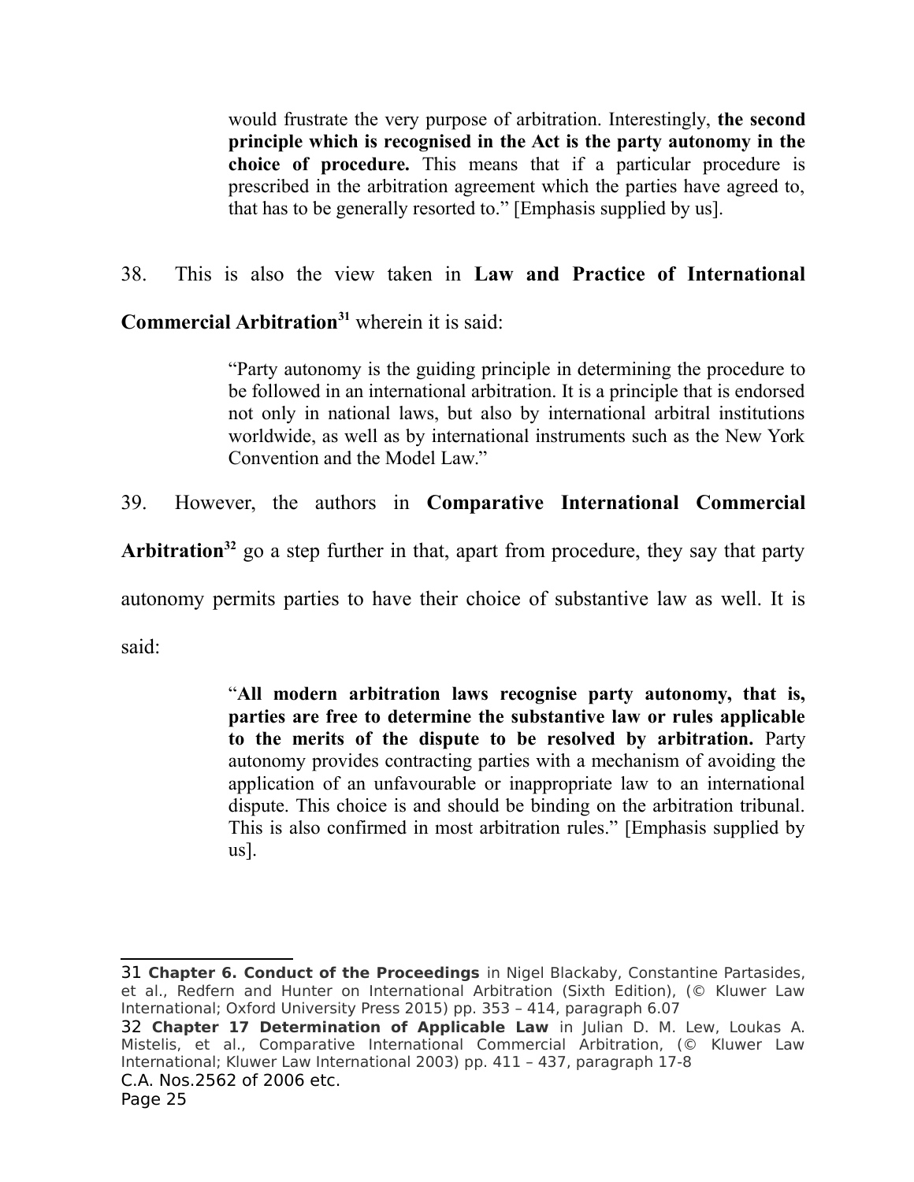> would frustrate the very purpose of arbitration. Interestingly, **the second principle which is recognised in the Act is the party autonomy in the choice of procedure.** This means that if a particular procedure is prescribed in the arbitration agreement which the parties have agreed to, that has to be generally resorted to." [Emphasis supplied by us].

38. This is also the view taken in **Law and Practice of International Commercial Arbitration**[31] wherein it is said:

> "Party autonomy is the guiding principle in determining the procedure to be followed in an international arbitration. It is a principle that is endorsed not only in national laws, but also by international arbitral institutions worldwide, as well as by international instruments such as the New York Convention and the Model Law."

39. However, the authors in **Comparative International Commercial Arbitration**[32] go a step further in that, apart from procedure, they say that party autonomy permits parties to have their choice of substantive law as well. It is said:

> "**All modern arbitration laws recognise party autonomy, that is, parties are free to determine the substantive law or rules applicable to the merits of the dispute to be resolved by arbitration.** Party autonomy provides contracting parties with a mechanism of avoiding the application of an unfavourable or inappropriate law to an international dispute. This choice is and should be binding on the arbitration tribunal. This is also confirmed in most arbitration rules." [Emphasis supplied by us].

---

31 **Chapter 6. Conduct of the Proceedings** in Nigel Blackaby, Constantine Partasides, et al., Redfern and Hunter on International Arbitration (Sixth Edition), (© Kluwer Law International; Oxford University Press 2015) pp. 353 – 414, paragraph 6.07

32 **Chapter 17 Determination of Applicable Law** in Julian D. M. Lew, Loukas A. Mistelis, et al., Comparative International Commercial Arbitration, (© Kluwer Law International; Kluwer Law International 2003) pp. 411 – 437, paragraph 17-8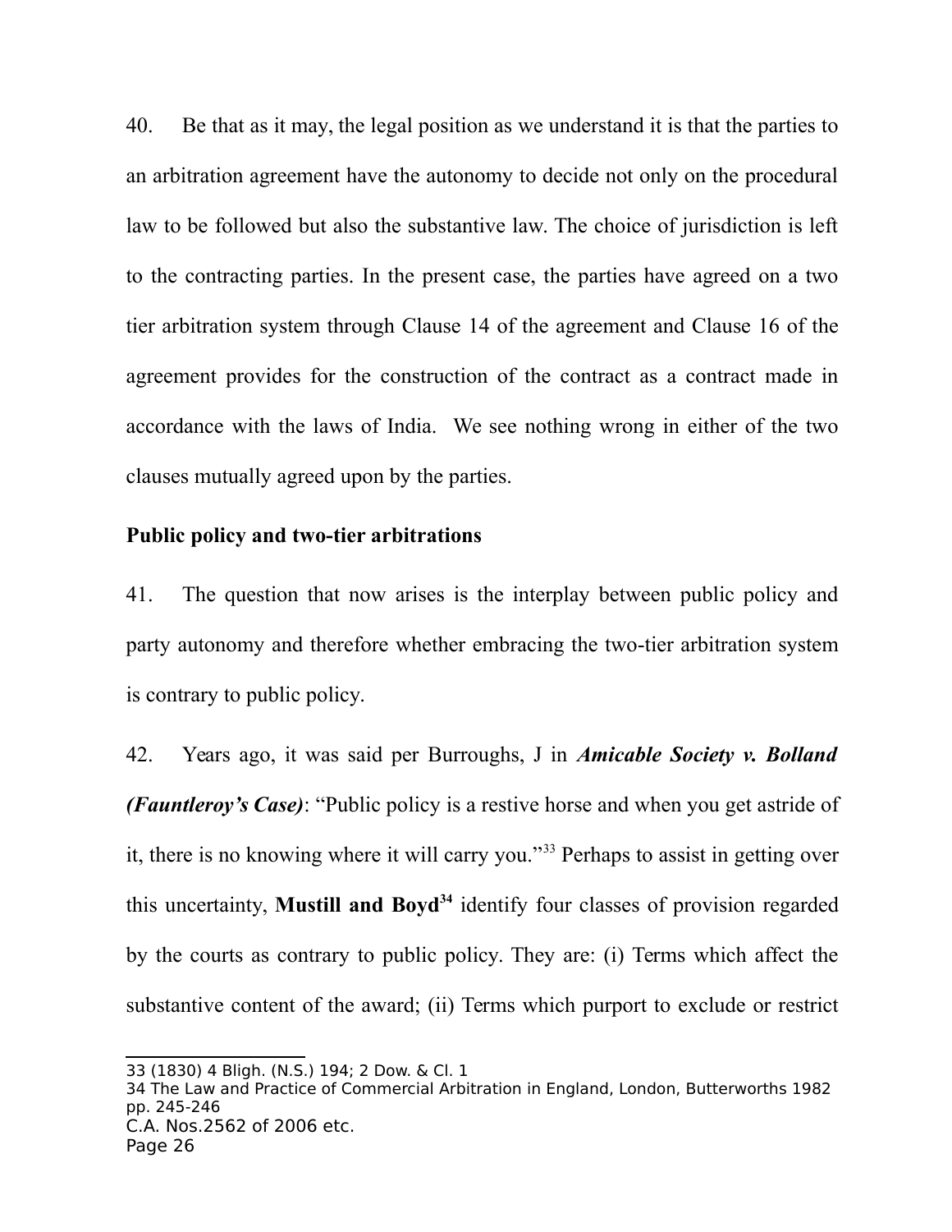40. Be that as it may, the legal position as we understand it is that the parties to an arbitration agreement have the autonomy to decide not only on the procedural law to be followed but also the substantive law. The choice of jurisdiction is left to the contracting parties. In the present case, the parties have agreed on a two tier arbitration system through Clause 14 of the agreement and Clause 16 of the agreement provides for the construction of the contract as a contract made in accordance with the laws of India. We see nothing wrong in either of the two clauses mutually agreed upon by the parties.

**Public policy and two-tier arbitrations**

41. The question that now arises is the interplay between public policy and party autonomy and therefore whether embracing the two-tier arbitration system is contrary to public policy.

42. Years ago, it was said per Burroughs, J in ***Amicable Society v. Bolland (Fauntleroy's Case)***: "Public policy is a restive horse and when you get astride of it, there is no knowing where it will carry you."[33] Perhaps to assist in getting over this uncertainty, **Mustill and Boyd**[34] identify four classes of provision regarded by the courts as contrary to public policy. They are: (i) Terms which affect the substantive content of the award; (ii) Terms which purport to exclude or restrict

---

33 (1830) 4 Bligh. (N.S.) 194; 2 Dow. & Cl. 1

34 The Law and Practice of Commercial Arbitration in England, London, Butterworths 1982 pp. 245-246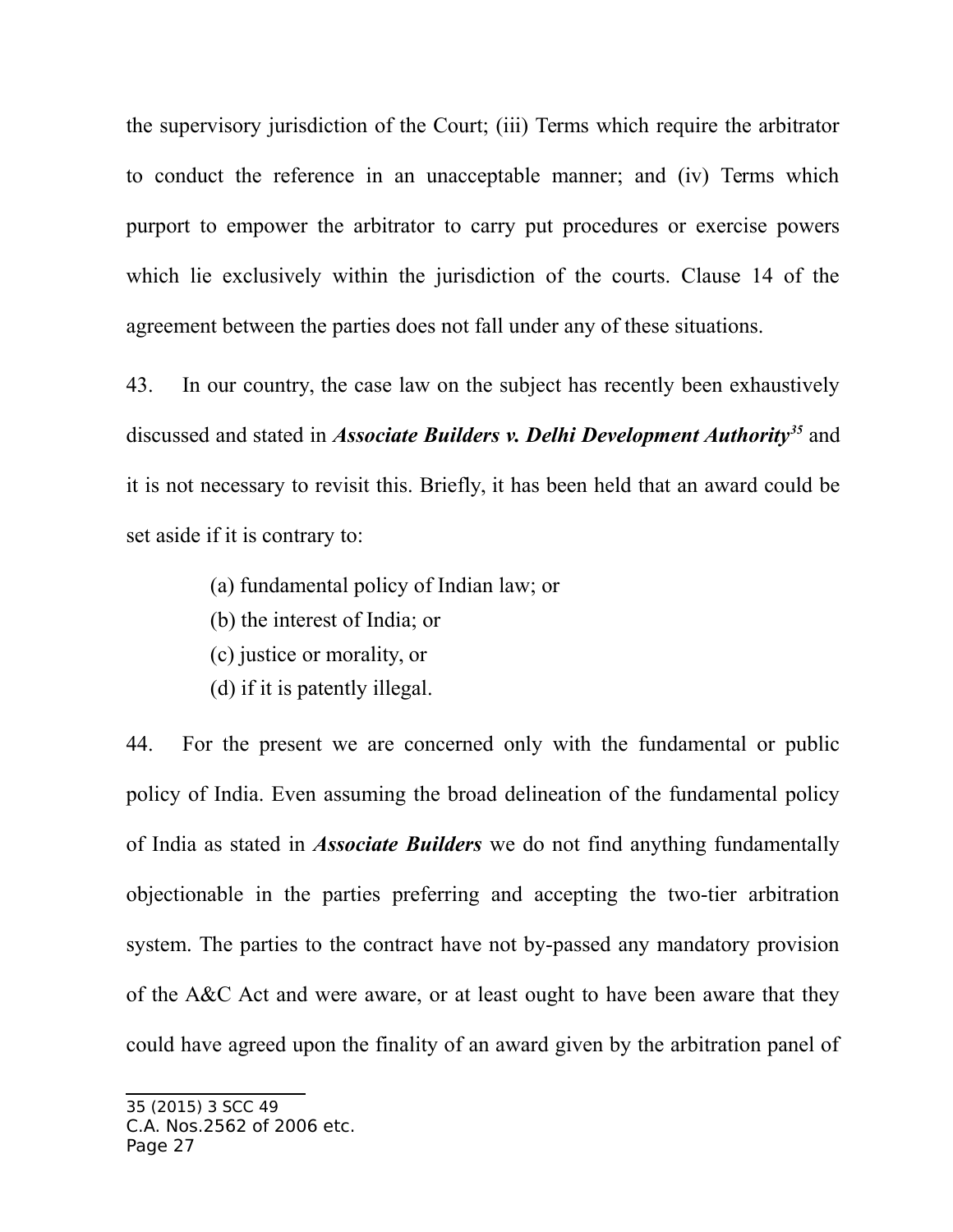the supervisory jurisdiction of the Court; (iii) Terms which require the arbitrator to conduct the reference in an unacceptable manner; and (iv) Terms which purport to empower the arbitrator to carry put procedures or exercise powers which lie exclusively within the jurisdiction of the courts. Clause 14 of the agreement between the parties does not fall under any of these situations.

43. In our country, the case law on the subject has recently been exhaustively discussed and stated in ***Associate Builders v. Delhi Development Authority***[35] and it is not necessary to revisit this. Briefly, it has been held that an award could be set aside if it is contrary to:

(a) fundamental policy of Indian law; or
(b) the interest of India; or
(c) justice or morality, or
(d) if it is patently illegal.

44. For the present we are concerned only with the fundamental or public policy of India. Even assuming the broad delineation of the fundamental policy of India as stated in ***Associate Builders*** we do not find anything fundamentally objectionable in the parties preferring and accepting the two-tier arbitration system. The parties to the contract have not by-passed any mandatory provision of the A&C Act and were aware, or at least ought to have been aware that they could have agreed upon the finality of an award given by the arbitration panel of

---

35 (2015) 3 SCC 49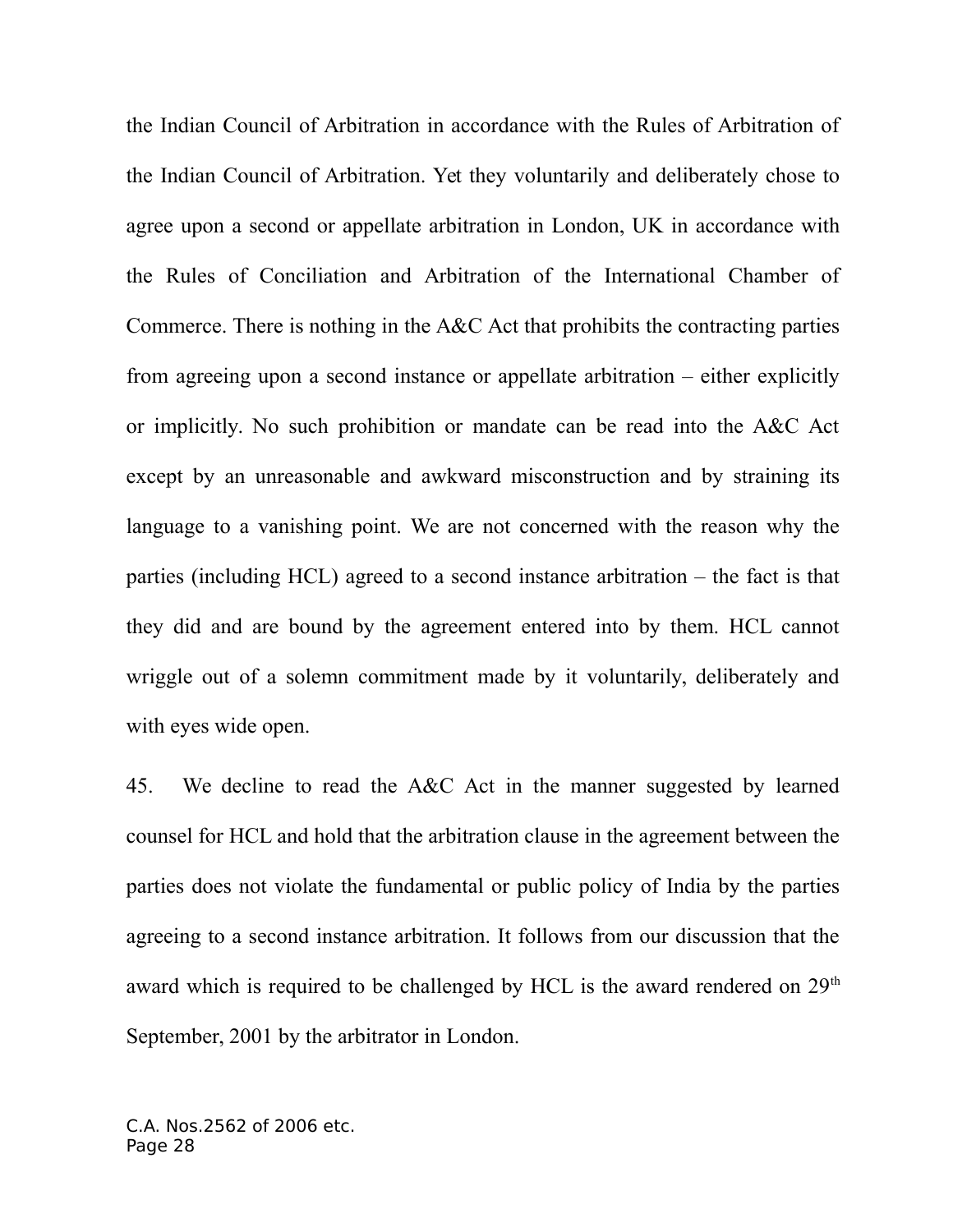the Indian Council of Arbitration in accordance with the Rules of Arbitration of the Indian Council of Arbitration. Yet they voluntarily and deliberately chose to agree upon a second or appellate arbitration in London, UK in accordance with the Rules of Conciliation and Arbitration of the International Chamber of Commerce. There is nothing in the A&C Act that prohibits the contracting parties from agreeing upon a second instance or appellate arbitration – either explicitly or implicitly. No such prohibition or mandate can be read into the A&C Act except by an unreasonable and awkward misconstruction and by straining its language to a vanishing point. We are not concerned with the reason why the parties (including HCL) agreed to a second instance arbitration – the fact is that they did and are bound by the agreement entered into by them. HCL cannot wriggle out of a solemn commitment made by it voluntarily, deliberately and with eyes wide open.

45. We decline to read the A&C Act in the manner suggested by learned counsel for HCL and hold that the arbitration clause in the agreement between the parties does not violate the fundamental or public policy of India by the parties agreeing to a second instance arbitration. It follows from our discussion that the award which is required to be challenged by HCL is the award rendered on 29th September, 2001 by the arbitrator in London.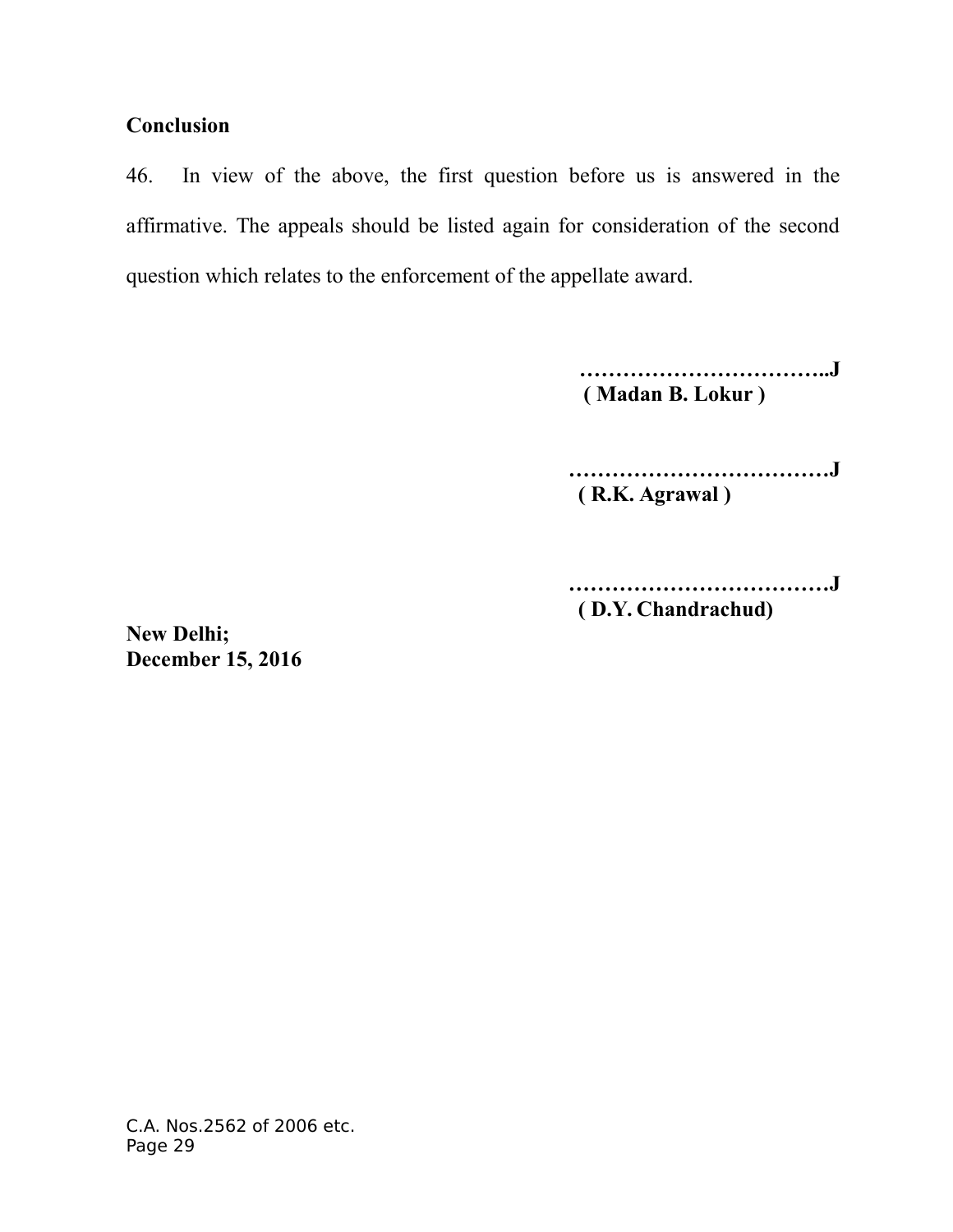**Conclusion**

46. In view of the above, the first question before us is answered in the affirmative. The appeals should be listed again for consideration of the second question which relates to the enforcement of the appellate award.

**……………………………..J**
**( Madan B. Lokur )**

**………………………………J**
**( R.K. Agrawal )**

**………………………………J**
**( D.Y. Chandrachud)**

**New Delhi;**
**December 15, 2016**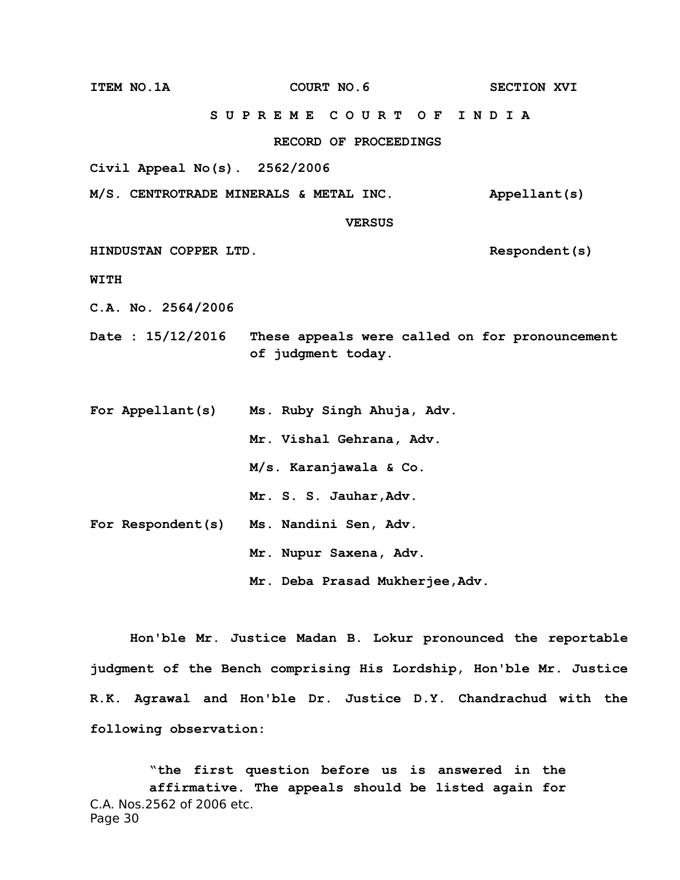**ITEM NO.1A COURT NO.6 SECTION XVI**

**S U P R E M E C O U R T O F I N D I A**

**RECORD OF PROCEEDINGS**

**Civil Appeal No(s). 2562/2006**

**M/S. CENTROTRADE MINERALS & METAL INC. Appellant(s)**

**VERSUS**

**HINDUSTAN COPPER LTD. Respondent(s)**

**WITH**

**C.A. No. 2564/2006**

**Date : 15/12/2016 These appeals were called on for pronouncement of judgment today.**

| | |
|---|---|
| **For Appellant(s)** | **Ms. Ruby Singh Ahuja, Adv.** |
| | **Mr. Vishal Gehrana, Adv.** |
| | **M/s. Karanjawala & Co.** |
| | **Mr. S. S. Jauhar,Adv.** |
| **For Respondent(s)** | **Ms. Nandini Sen, Adv.** |
| | **Mr. Nupur Saxena, Adv.** |
| | **Mr. Deba Prasad Mukherjee,Adv.** |

**Hon'ble Mr. Justice Madan B. Lokur pronounced the reportable judgment of the Bench comprising His Lordship, Hon'ble Mr. Justice R.K. Agrawal and Hon'ble Dr. Justice D.Y. Chandrachud with the following observation:**

> **"the first question before us is answered in the affirmative. The appeals should be listed again for**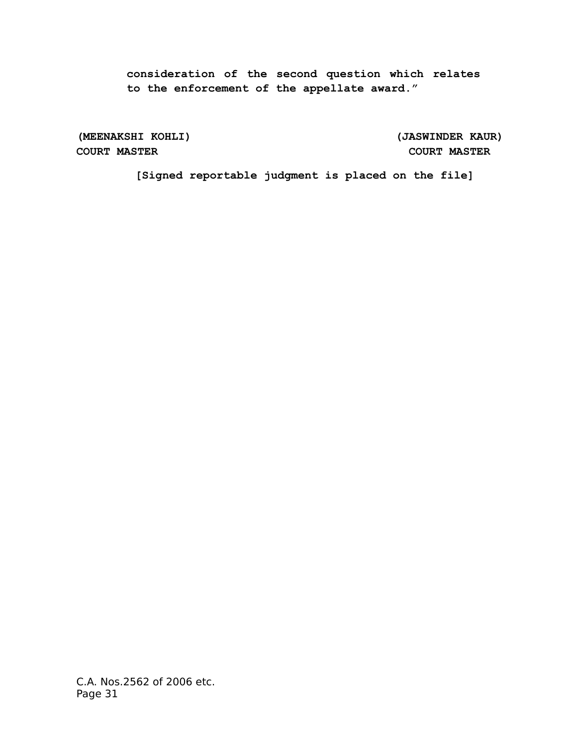**consideration of the second question which relates to the enforcement of the appellate award."**

**(MEENAKSHI KOHLI)**
**COURT MASTER**

**(JASWINDER KAUR)**
**COURT MASTER**

**[Signed reportable judgment is placed on the file]**